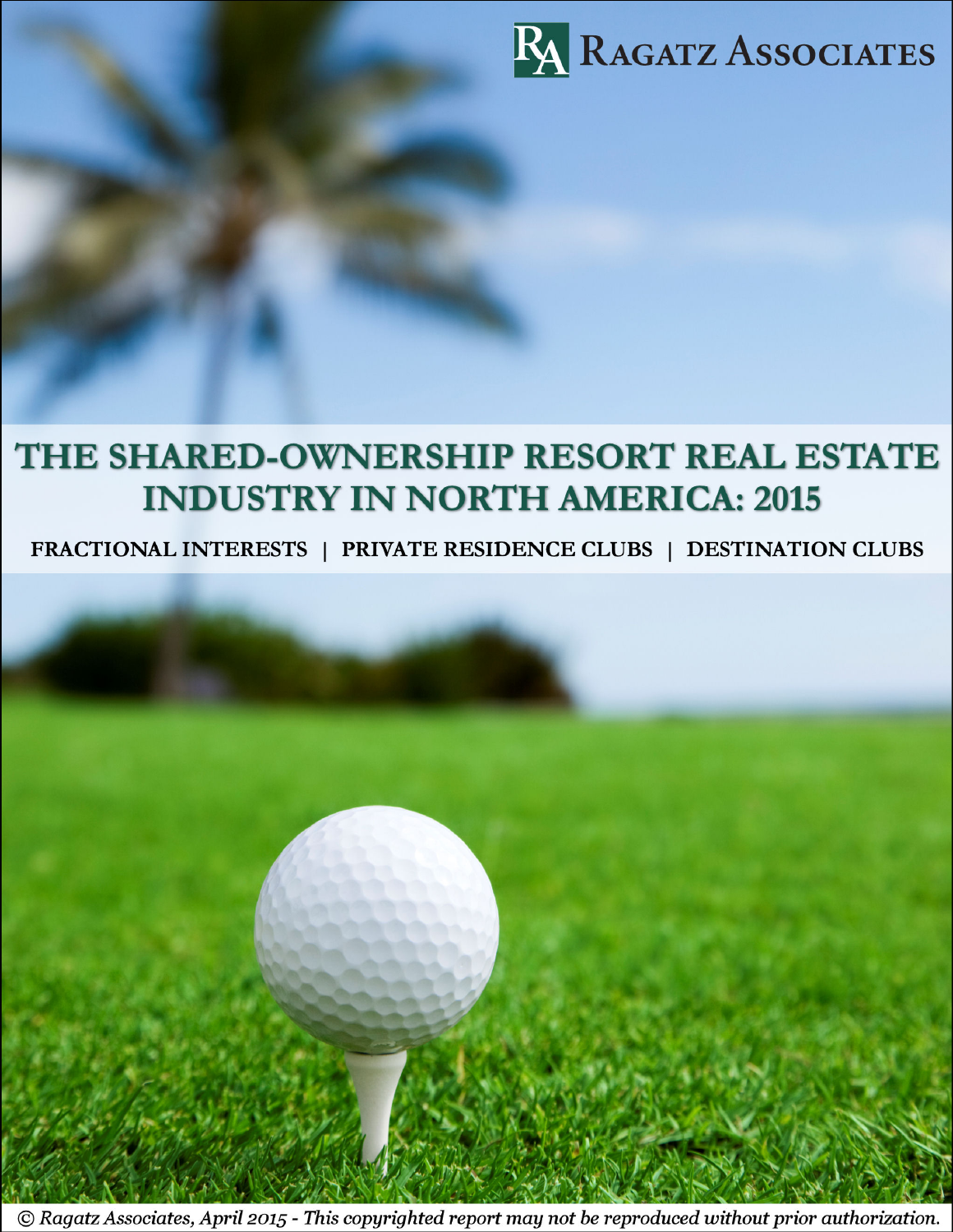RAGATZ ASSOCIATES

# THE SHARED-OWNERSHIP RESORT REAL ESTATE INDUSTRY IN NORTH AMERICA: 2015

FRACTIONAL INTERESTS | PRIVATE RESIDENCE CLUBS | DESTINATION CLUBS

*© Ragatz Associates, April 2015 - This copyrighted report may not be reproduced without prior authorization.*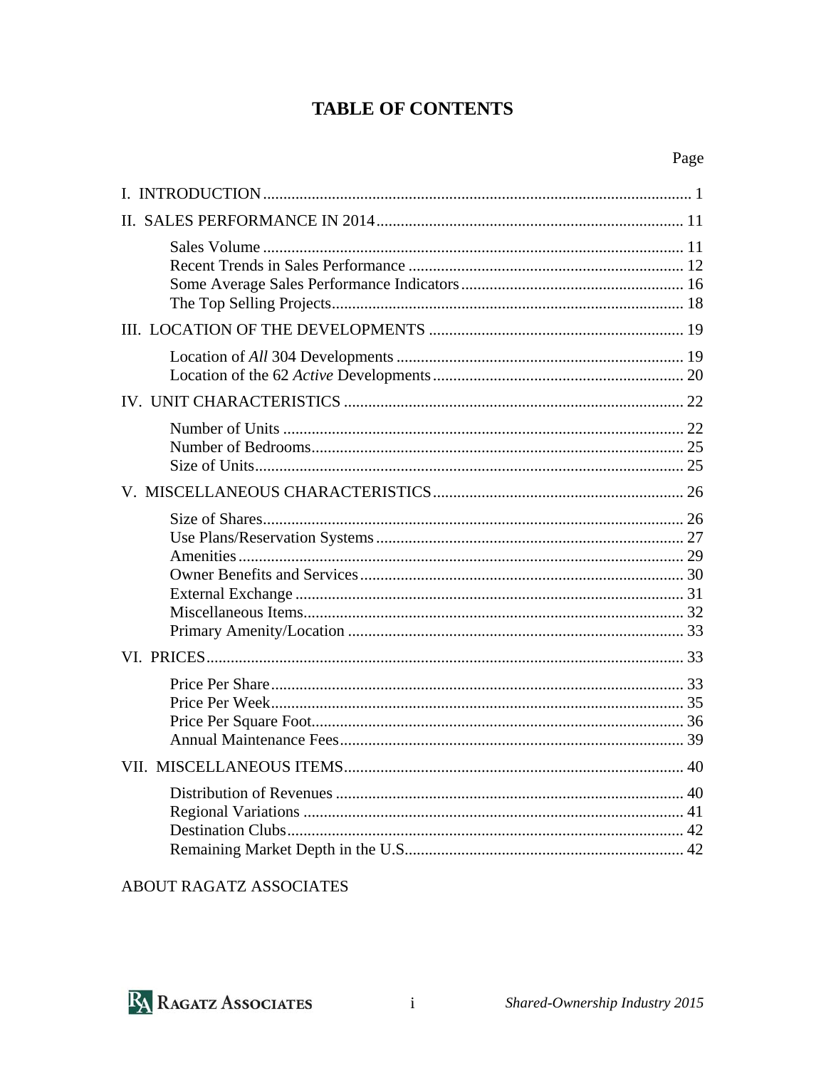# TABLE OF CONTENTS

| | Page |
|---|---|
| I. INTRODUCTION | 1 |
| II. SALES PERFORMANCE IN 2014 | 11 |
| Sales Volume | 11 |
| Recent Trends in Sales Performance | 12 |
| Some Average Sales Performance Indicators | 16 |
| The Top Selling Projects | 18 |
| III. LOCATION OF THE DEVELOPMENTS | 19 |
| Location of *All* 304 Developments | 19 |
| Location of the 62 *Active* Developments | 20 |
| IV. UNIT CHARACTERISTICS | 22 |
| Number of Units | 22 |
| Number of Bedrooms | 25 |
| Size of Units | 25 |
| V. MISCELLANEOUS CHARACTERISTICS | 26 |
| Size of Shares | 26 |
| Use Plans/Reservation Systems | 27 |
| Amenities | 29 |
| Owner Benefits and Services | 30 |
| External Exchange | 31 |
| Miscellaneous Items | 32 |
| Primary Amenity/Location | 33 |
| VI. PRICES | 33 |
| Price Per Share | 33 |
| Price Per Week | 35 |
| Price Per Square Foot | 36 |
| Annual Maintenance Fees | 39 |
| VII. MISCELLANEOUS ITEMS | 40 |
| Distribution of Revenues | 40 |
| Regional Variations | 41 |
| Destination Clubs | 42 |
| Remaining Market Depth in the U.S. | 42 |

ABOUT RAGATZ ASSOCIATES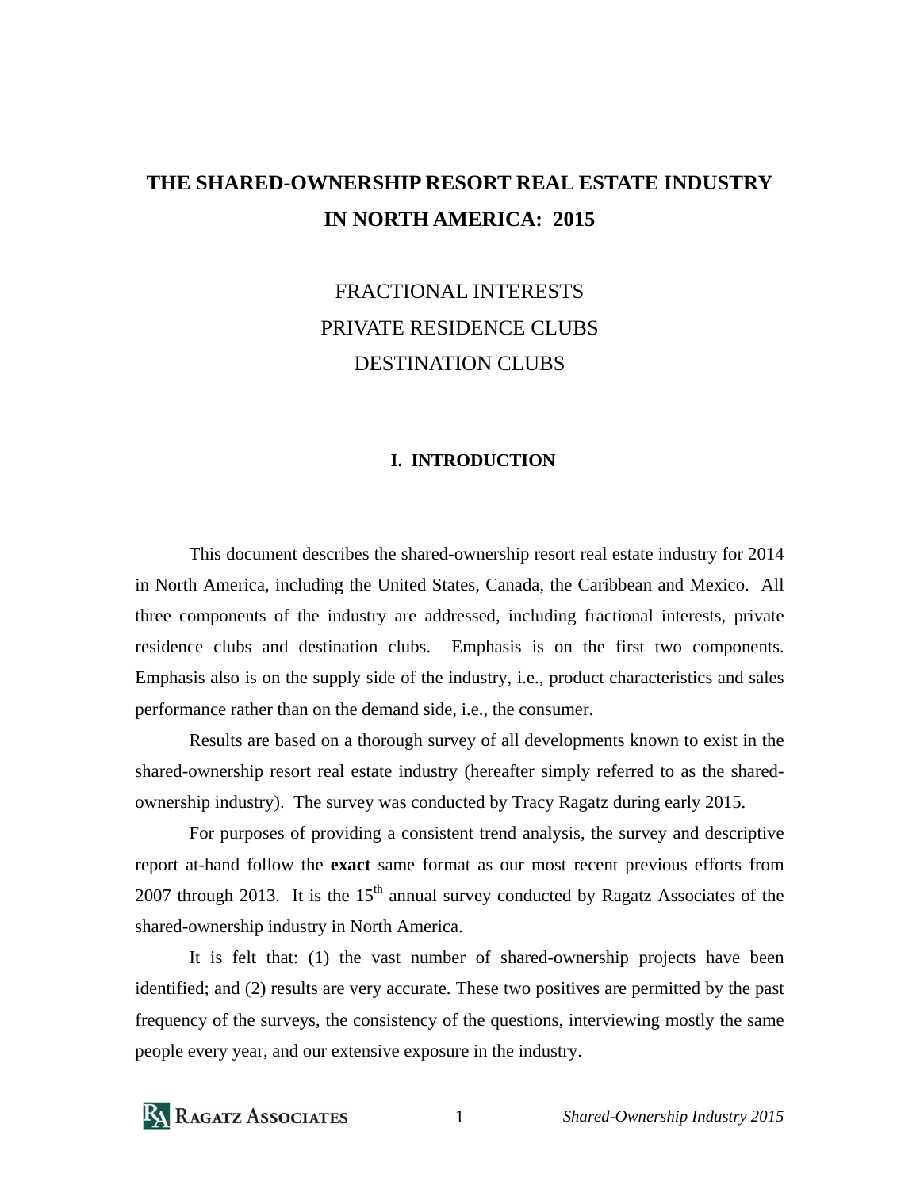# THE SHARED-OWNERSHIP RESORT REAL ESTATE INDUSTRY IN NORTH AMERICA: 2015

FRACTIONAL INTERESTS
PRIVATE RESIDENCE CLUBS
DESTINATION CLUBS

## I. INTRODUCTION

This document describes the shared-ownership resort real estate industry for 2014 in North America, including the United States, Canada, the Caribbean and Mexico. All three components of the industry are addressed, including fractional interests, private residence clubs and destination clubs. Emphasis is on the first two components. Emphasis also is on the supply side of the industry, i.e., product characteristics and sales performance rather than on the demand side, i.e., the consumer.

Results are based on a thorough survey of all developments known to exist in the shared-ownership resort real estate industry (hereafter simply referred to as the shared-ownership industry). The survey was conducted by Tracy Ragatz during early 2015.

For purposes of providing a consistent trend analysis, the survey and descriptive report at-hand follow the **exact** same format as our most recent previous efforts from 2007 through 2013. It is the 15th annual survey conducted by Ragatz Associates of the shared-ownership industry in North America.

It is felt that: (1) the vast number of shared-ownership projects have been identified; and (2) results are very accurate. These two positives are permitted by the past frequency of the surveys, the consistency of the questions, interviewing mostly the same people every year, and our extensive exposure in the industry.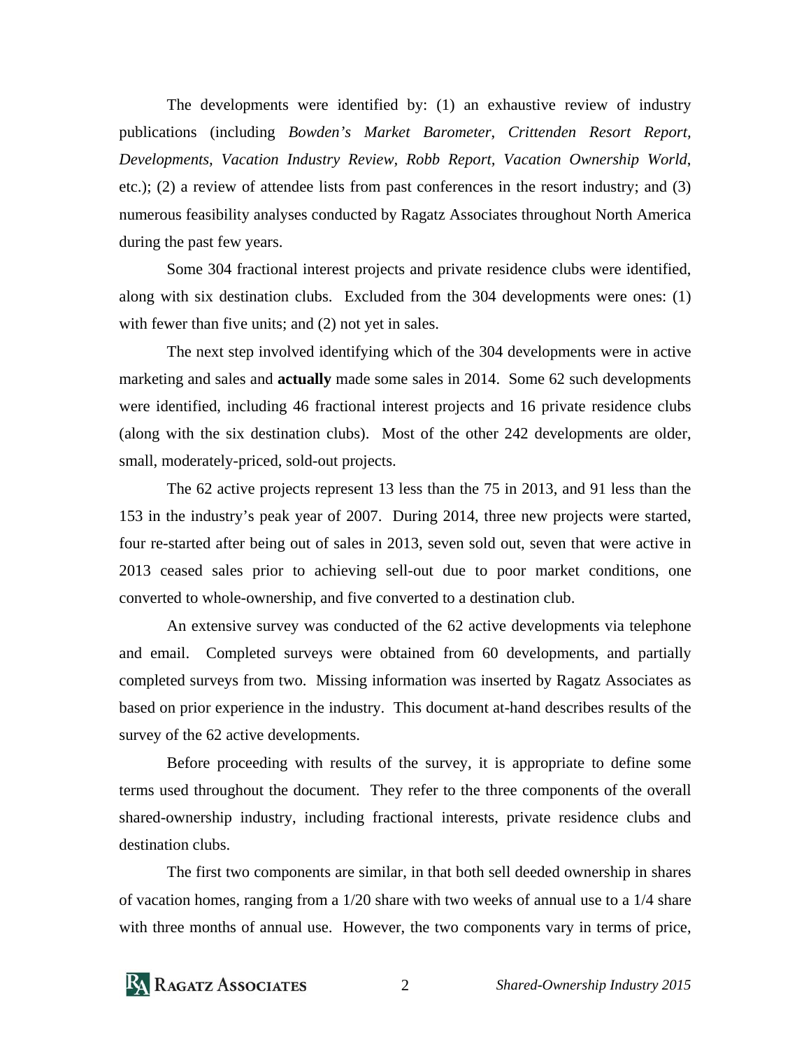The developments were identified by: (1) an exhaustive review of industry publications (including *Bowden's Market Barometer*, *Crittenden Resort Report*, *Developments*, *Vacation Industry Review*, *Robb Report*, *Vacation Ownership World*, etc.); (2) a review of attendee lists from past conferences in the resort industry; and (3) numerous feasibility analyses conducted by Ragatz Associates throughout North America during the past few years.

Some 304 fractional interest projects and private residence clubs were identified, along with six destination clubs. Excluded from the 304 developments were ones: (1) with fewer than five units; and (2) not yet in sales.

The next step involved identifying which of the 304 developments were in active marketing and sales and **actually** made some sales in 2014. Some 62 such developments were identified, including 46 fractional interest projects and 16 private residence clubs (along with the six destination clubs). Most of the other 242 developments are older, small, moderately-priced, sold-out projects.

The 62 active projects represent 13 less than the 75 in 2013, and 91 less than the 153 in the industry's peak year of 2007. During 2014, three new projects were started, four re-started after being out of sales in 2013, seven sold out, seven that were active in 2013 ceased sales prior to achieving sell-out due to poor market conditions, one converted to whole-ownership, and five converted to a destination club.

An extensive survey was conducted of the 62 active developments via telephone and email. Completed surveys were obtained from 60 developments, and partially completed surveys from two. Missing information was inserted by Ragatz Associates as based on prior experience in the industry. This document at-hand describes results of the survey of the 62 active developments.

Before proceeding with results of the survey, it is appropriate to define some terms used throughout the document. They refer to the three components of the overall shared-ownership industry, including fractional interests, private residence clubs and destination clubs.

The first two components are similar, in that both sell deeded ownership in shares of vacation homes, ranging from a 1/20 share with two weeks of annual use to a 1/4 share with three months of annual use. However, the two components vary in terms of price,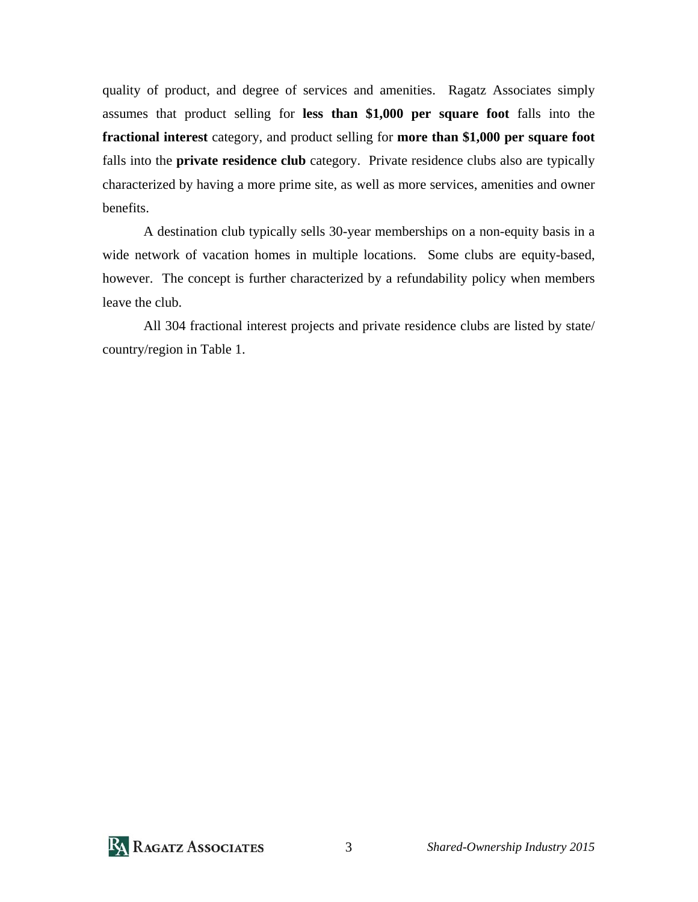quality of product, and degree of services and amenities. Ragatz Associates simply assumes that product selling for **less than $1,000 per square foot** falls into the **fractional interest** category, and product selling for **more than $1,000 per square foot** falls into the **private residence club** category. Private residence clubs also are typically characterized by having a more prime site, as well as more services, amenities and owner benefits.

A destination club typically sells 30-year memberships on a non-equity basis in a wide network of vacation homes in multiple locations. Some clubs are equity-based, however. The concept is further characterized by a refundability policy when members leave the club.

All 304 fractional interest projects and private residence clubs are listed by state/ country/region in Table 1.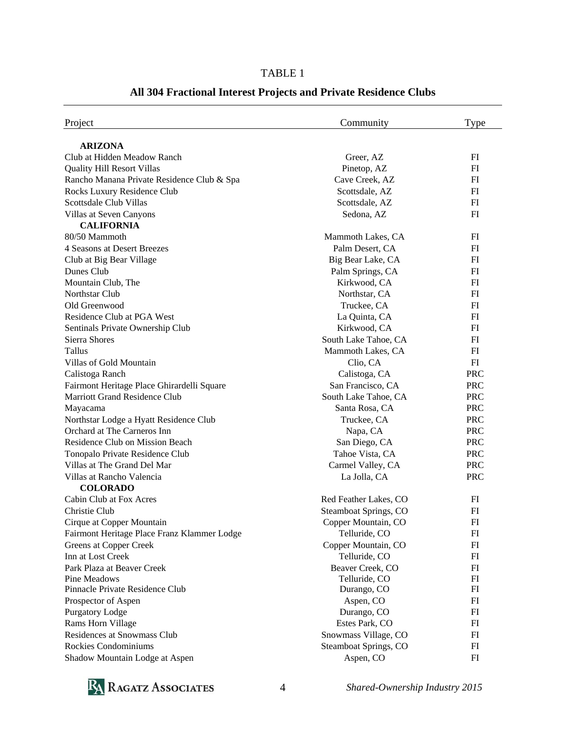TABLE 1

## All 304 Fractional Interest Projects and Private Residence Clubs

| Project | Community | Type |
|---|---|---|
| **ARIZONA** | | |
| Club at Hidden Meadow Ranch | Greer, AZ | FI |
| Quality Hill Resort Villas | Pinetop, AZ | FI |
| Rancho Manana Private Residence Club & Spa | Cave Creek, AZ | FI |
| Rocks Luxury Residence Club | Scottsdale, AZ | FI |
| Scottsdale Club Villas | Scottsdale, AZ | FI |
| Villas at Seven Canyons | Sedona, AZ | FI |
| **CALIFORNIA** | | |
| 80/50 Mammoth | Mammoth Lakes, CA | FI |
| 4 Seasons at Desert Breezes | Palm Desert, CA | FI |
| Club at Big Bear Village | Big Bear Lake, CA | FI |
| Dunes Club | Palm Springs, CA | FI |
| Mountain Club, The | Kirkwood, CA | FI |
| Northstar Club | Northstar, CA | FI |
| Old Greenwood | Truckee, CA | FI |
| Residence Club at PGA West | La Quinta, CA | FI |
| Sentinals Private Ownership Club | Kirkwood, CA | FI |
| Sierra Shores | South Lake Tahoe, CA | FI |
| Tallus | Mammoth Lakes, CA | FI |
| Villas of Gold Mountain | Clio, CA | FI |
| Calistoga Ranch | Calistoga, CA | PRC |
| Fairmont Heritage Place Ghirardelli Square | San Francisco, CA | PRC |
| Marriott Grand Residence Club | South Lake Tahoe, CA | PRC |
| Mayacama | Santa Rosa, CA | PRC |
| Northstar Lodge a Hyatt Residence Club | Truckee, CA | PRC |
| Orchard at The Carneros Inn | Napa, CA | PRC |
| Residence Club on Mission Beach | San Diego, CA | PRC |
| Tonopalo Private Residence Club | Tahoe Vista, CA | PRC |
| Villas at The Grand Del Mar | Carmel Valley, CA | PRC |
| Villas at Rancho Valencia | La Jolla, CA | PRC |
| **COLORADO** | | |
| Cabin Club at Fox Acres | Red Feather Lakes, CO | FI |
| Christie Club | Steamboat Springs, CO | FI |
| Cirque at Copper Mountain | Copper Mountain, CO | FI |
| Fairmont Heritage Place Franz Klammer Lodge | Telluride, CO | FI |
| Greens at Copper Creek | Copper Mountain, CO | FI |
| Inn at Lost Creek | Telluride, CO | FI |
| Park Plaza at Beaver Creek | Beaver Creek, CO | FI |
| Pine Meadows | Telluride, CO | FI |
| Pinnacle Private Residence Club | Durango, CO | FI |
| Prospector of Aspen | Aspen, CO | FI |
| Purgatory Lodge | Durango, CO | FI |
| Rams Horn Village | Estes Park, CO | FI |
| Residences at Snowmass Club | Snowmass Village, CO | FI |
| Rockies Condominiums | Steamboat Springs, CO | FI |
| Shadow Mountain Lodge at Aspen | Aspen, CO | FI |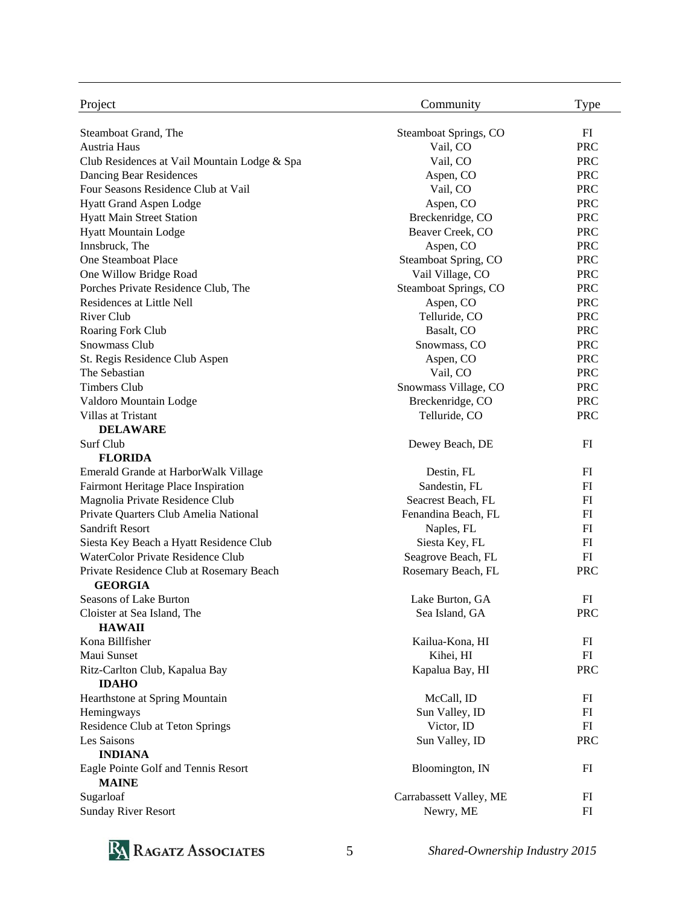| Project | Community | Type |
|---|---|---|
| Steamboat Grand, The | Steamboat Springs, CO | FI |
| Austria Haus | Vail, CO | PRC |
| Club Residences at Vail Mountain Lodge & Spa | Vail, CO | PRC |
| Dancing Bear Residences | Aspen, CO | PRC |
| Four Seasons Residence Club at Vail | Vail, CO | PRC |
| Hyatt Grand Aspen Lodge | Aspen, CO | PRC |
| Hyatt Main Street Station | Breckenridge, CO | PRC |
| Hyatt Mountain Lodge | Beaver Creek, CO | PRC |
| Innsbruck, The | Aspen, CO | PRC |
| One Steamboat Place | Steamboat Spring, CO | PRC |
| One Willow Bridge Road | Vail Village, CO | PRC |
| Porches Private Residence Club, The | Steamboat Springs, CO | PRC |
| Residences at Little Nell | Aspen, CO | PRC |
| River Club | Telluride, CO | PRC |
| Roaring Fork Club | Basalt, CO | PRC |
| Snowmass Club | Snowmass, CO | PRC |
| St. Regis Residence Club Aspen | Aspen, CO | PRC |
| The Sebastian | Vail, CO | PRC |
| Timbers Club | Snowmass Village, CO | PRC |
| Valdoro Mountain Lodge | Breckenridge, CO | PRC |
| Villas at Tristant | Telluride, CO | PRC |
| **DELAWARE** | | |
| Surf Club | Dewey Beach, DE | FI |
| **FLORIDA** | | |
| Emerald Grande at HarborWalk Village | Destin, FL | FI |
| Fairmont Heritage Place Inspiration | Sandestin, FL | FI |
| Magnolia Private Residence Club | Seacrest Beach, FL | FI |
| Private Quarters Club Amelia National | Fenandina Beach, FL | FI |
| Sandrift Resort | Naples, FL | FI |
| Siesta Key Beach a Hyatt Residence Club | Siesta Key, FL | FI |
| WaterColor Private Residence Club | Seagrove Beach, FL | FI |
| Private Residence Club at Rosemary Beach | Rosemary Beach, FL | PRC |
| **GEORGIA** | | |
| Seasons of Lake Burton | Lake Burton, GA | FI |
| Cloister at Sea Island, The | Sea Island, GA | PRC |
| **HAWAII** | | |
| Kona Billfisher | Kailua-Kona, HI | FI |
| Maui Sunset | Kihei, HI | FI |
| Ritz-Carlton Club, Kapalua Bay | Kapalua Bay, HI | PRC |
| **IDAHO** | | |
| Hearthstone at Spring Mountain | McCall, ID | FI |
| Hemingways | Sun Valley, ID | FI |
| Residence Club at Teton Springs | Victor, ID | FI |
| Les Saisons | Sun Valley, ID | PRC |
| **INDIANA** | | |
| Eagle Pointe Golf and Tennis Resort | Bloomington, IN | FI |
| **MAINE** | | |
| Sugarloaf | Carrabassett Valley, ME | FI |
| Sunday River Resort | Newry, ME | FI |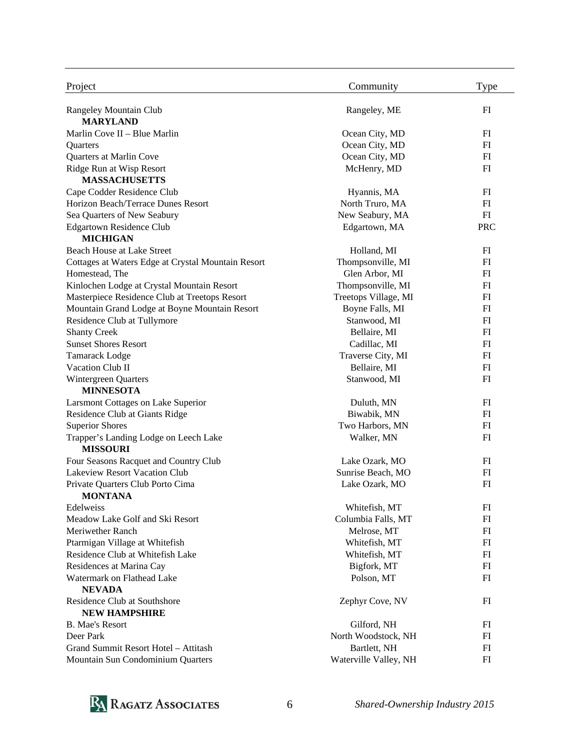| Project | Community | Type |
|---|---|---|
| Rangeley Mountain Club | Rangeley, ME | FI |
| **MARYLAND** | | |
| Marlin Cove II – Blue Marlin | Ocean City, MD | FI |
| Quarters | Ocean City, MD | FI |
| Quarters at Marlin Cove | Ocean City, MD | FI |
| Ridge Run at Wisp Resort | McHenry, MD | FI |
| **MASSACHUSETTS** | | |
| Cape Codder Residence Club | Hyannis, MA | FI |
| Horizon Beach/Terrace Dunes Resort | North Truro, MA | FI |
| Sea Quarters of New Seabury | New Seabury, MA | FI |
| Edgartown Residence Club | Edgartown, MA | PRC |
| **MICHIGAN** | | |
| Beach House at Lake Street | Holland, MI | FI |
| Cottages at Waters Edge at Crystal Mountain Resort | Thompsonville, MI | FI |
| Homestead, The | Glen Arbor, MI | FI |
| Kinlochen Lodge at Crystal Mountain Resort | Thompsonville, MI | FI |
| Masterpiece Residence Club at Treetops Resort | Treetops Village, MI | FI |
| Mountain Grand Lodge at Boyne Mountain Resort | Boyne Falls, MI | FI |
| Residence Club at Tullymore | Stanwood, MI | FI |
| Shanty Creek | Bellaire, MI | FI |
| Sunset Shores Resort | Cadillac, MI | FI |
| Tamarack Lodge | Traverse City, MI | FI |
| Vacation Club II | Bellaire, MI | FI |
| Wintergreen Quarters | Stanwood, MI | FI |
| **MINNESOTA** | | |
| Larsmont Cottages on Lake Superior | Duluth, MN | FI |
| Residence Club at Giants Ridge | Biwabik, MN | FI |
| Superior Shores | Two Harbors, MN | FI |
| Trapper's Landing Lodge on Leech Lake | Walker, MN | FI |
| **MISSOURI** | | |
| Four Seasons Racquet and Country Club | Lake Ozark, MO | FI |
| Lakeview Resort Vacation Club | Sunrise Beach, MO | FI |
| Private Quarters Club Porto Cima | Lake Ozark, MO | FI |
| **MONTANA** | | |
| Edelweiss | Whitefish, MT | FI |
| Meadow Lake Golf and Ski Resort | Columbia Falls, MT | FI |
| Meriwether Ranch | Melrose, MT | FI |
| Ptarmigan Village at Whitefish | Whitefish, MT | FI |
| Residence Club at Whitefish Lake | Whitefish, MT | FI |
| Residences at Marina Cay | Bigfork, MT | FI |
| Watermark on Flathead Lake | Polson, MT | FI |
| **NEVADA** | | |
| Residence Club at Southshore | Zephyr Cove, NV | FI |
| **NEW HAMPSHIRE** | | |
| B. Mae's Resort | Gilford, NH | FI |
| Deer Park | North Woodstock, NH | FI |
| Grand Summit Resort Hotel – Attitash | Bartlett, NH | FI |
| Mountain Sun Condominium Quarters | Waterville Valley, NH | FI |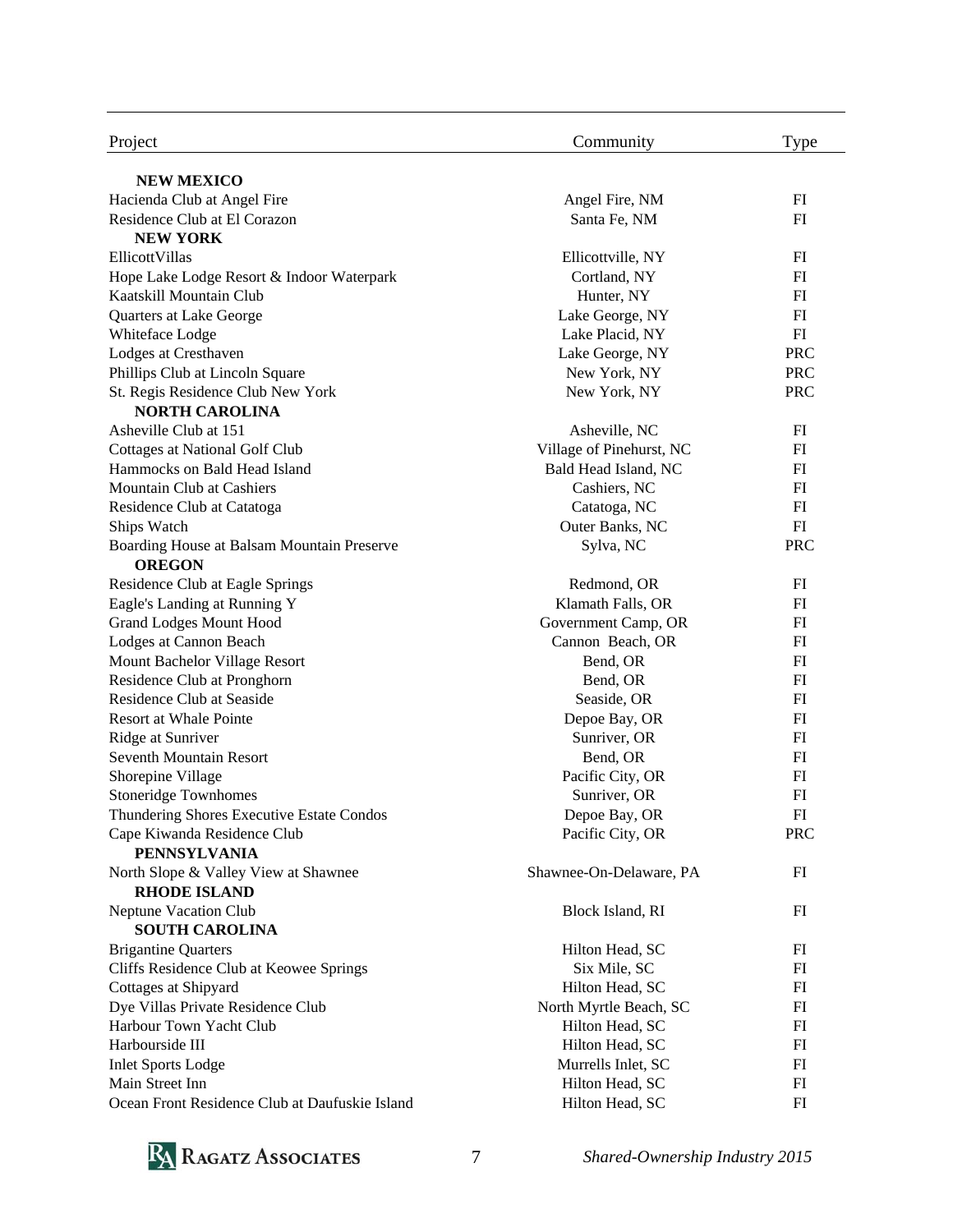| Project | Community | Type |
|---|---|---|
| **NEW MEXICO** | | |
| Hacienda Club at Angel Fire | Angel Fire, NM | FI |
| Residence Club at El Corazon | Santa Fe, NM | FI |
| **NEW YORK** | | |
| EllicottVillas | Ellicottville, NY | FI |
| Hope Lake Lodge Resort & Indoor Waterpark | Cortland, NY | FI |
| Kaatskill Mountain Club | Hunter, NY | FI |
| Quarters at Lake George | Lake George, NY | FI |
| Whiteface Lodge | Lake Placid, NY | FI |
| Lodges at Cresthaven | Lake George, NY | PRC |
| Phillips Club at Lincoln Square | New York, NY | PRC |
| St. Regis Residence Club New York | New York, NY | PRC |
| **NORTH CAROLINA** | | |
| Asheville Club at 151 | Asheville, NC | FI |
| Cottages at National Golf Club | Village of Pinehurst, NC | FI |
| Hammocks on Bald Head Island | Bald Head Island, NC | FI |
| Mountain Club at Cashiers | Cashiers, NC | FI |
| Residence Club at Catatoga | Catatoga, NC | FI |
| Ships Watch | Outer Banks, NC | FI |
| Boarding House at Balsam Mountain Preserve | Sylva, NC | PRC |
| **OREGON** | | |
| Residence Club at Eagle Springs | Redmond, OR | FI |
| Eagle's Landing at Running Y | Klamath Falls, OR | FI |
| Grand Lodges Mount Hood | Government Camp, OR | FI |
| Lodges at Cannon Beach | Cannon Beach, OR | FI |
| Mount Bachelor Village Resort | Bend, OR | FI |
| Residence Club at Pronghorn | Bend, OR | FI |
| Residence Club at Seaside | Seaside, OR | FI |
| Resort at Whale Pointe | Depoe Bay, OR | FI |
| Ridge at Sunriver | Sunriver, OR | FI |
| Seventh Mountain Resort | Bend, OR | FI |
| Shorepine Village | Pacific City, OR | FI |
| Stoneridge Townhomes | Sunriver, OR | FI |
| Thundering Shores Executive Estate Condos | Depoe Bay, OR | FI |
| Cape Kiwanda Residence Club | Pacific City, OR | PRC |
| **PENNSYLVANIA** | | |
| North Slope & Valley View at Shawnee | Shawnee-On-Delaware, PA | FI |
| **RHODE ISLAND** | | |
| Neptune Vacation Club | Block Island, RI | FI |
| **SOUTH CAROLINA** | | |
| Brigantine Quarters | Hilton Head, SC | FI |
| Cliffs Residence Club at Keowee Springs | Six Mile, SC | FI |
| Cottages at Shipyard | Hilton Head, SC | FI |
| Dye Villas Private Residence Club | North Myrtle Beach, SC | FI |
| Harbour Town Yacht Club | Hilton Head, SC | FI |
| Harbourside III | Hilton Head, SC | FI |
| Inlet Sports Lodge | Murrells Inlet, SC | FI |
| Main Street Inn | Hilton Head, SC | FI |
| Ocean Front Residence Club at Daufuskie Island | Hilton Head, SC | FI |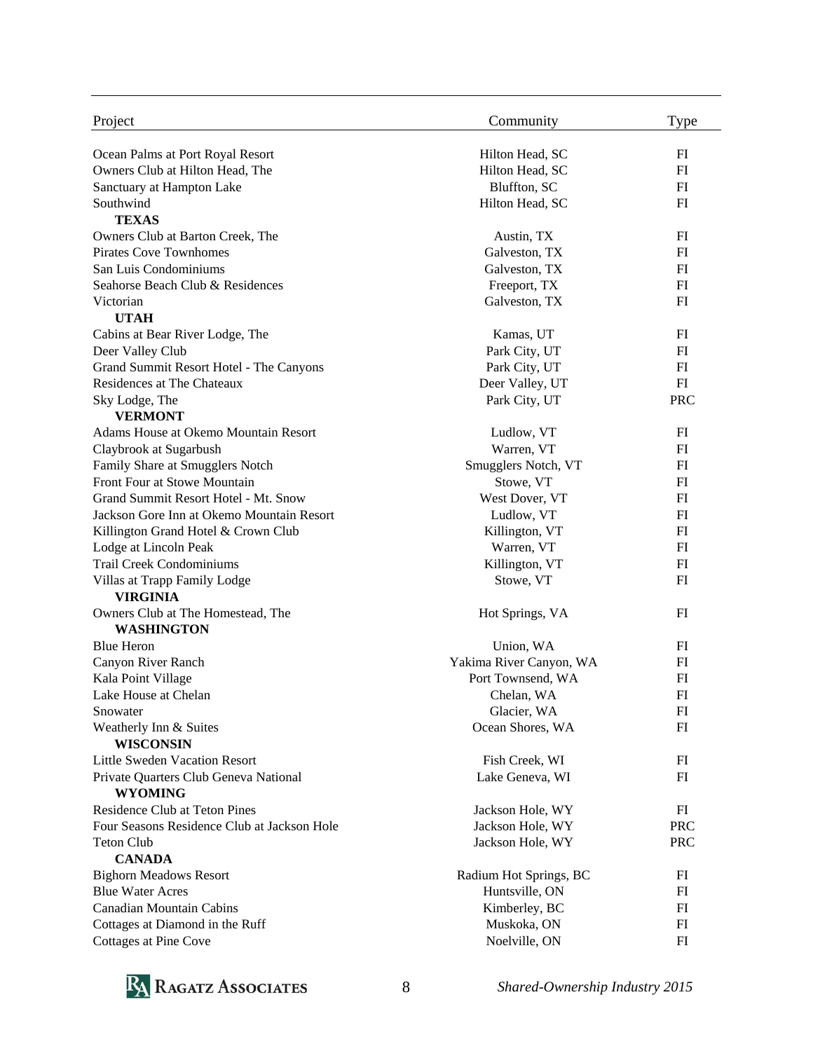| Project | Community | Type |
|---|---|---|
| Ocean Palms at Port Royal Resort | Hilton Head, SC | FI |
| Owners Club at Hilton Head, The | Hilton Head, SC | FI |
| Sanctuary at Hampton Lake | Bluffton, SC | FI |
| Southwind | Hilton Head, SC | FI |
| **TEXAS** | | |
| Owners Club at Barton Creek, The | Austin, TX | FI |
| Pirates Cove Townhomes | Galveston, TX | FI |
| San Luis Condominiums | Galveston, TX | FI |
| Seahorse Beach Club & Residences | Freeport, TX | FI |
| Victorian | Galveston, TX | FI |
| **UTAH** | | |
| Cabins at Bear River Lodge, The | Kamas, UT | FI |
| Deer Valley Club | Park City, UT | FI |
| Grand Summit Resort Hotel - The Canyons | Park City, UT | FI |
| Residences at The Chateaux | Deer Valley, UT | FI |
| Sky Lodge, The | Park City, UT | PRC |
| **VERMONT** | | |
| Adams House at Okemo Mountain Resort | Ludlow, VT | FI |
| Claybrook at Sugarbush | Warren, VT | FI |
| Family Share at Smugglers Notch | Smugglers Notch, VT | FI |
| Front Four at Stowe Mountain | Stowe, VT | FI |
| Grand Summit Resort Hotel - Mt. Snow | West Dover, VT | FI |
| Jackson Gore Inn at Okemo Mountain Resort | Ludlow, VT | FI |
| Killington Grand Hotel & Crown Club | Killington, VT | FI |
| Lodge at Lincoln Peak | Warren, VT | FI |
| Trail Creek Condominiums | Killington, VT | FI |
| Villas at Trapp Family Lodge | Stowe, VT | FI |
| **VIRGINIA** | | |
| Owners Club at The Homestead, The | Hot Springs, VA | FI |
| **WASHINGTON** | | |
| Blue Heron | Union, WA | FI |
| Canyon River Ranch | Yakima River Canyon, WA | FI |
| Kala Point Village | Port Townsend, WA | FI |
| Lake House at Chelan | Chelan, WA | FI |
| Snowater | Glacier, WA | FI |
| Weatherly Inn & Suites | Ocean Shores, WA | FI |
| **WISCONSIN** | | |
| Little Sweden Vacation Resort | Fish Creek, WI | FI |
| Private Quarters Club Geneva National | Lake Geneva, WI | FI |
| **WYOMING** | | |
| Residence Club at Teton Pines | Jackson Hole, WY | FI |
| Four Seasons Residence Club at Jackson Hole | Jackson Hole, WY | PRC |
| Teton Club | Jackson Hole, WY | PRC |
| **CANADA** | | |
| Bighorn Meadows Resort | Radium Hot Springs, BC | FI |
| Blue Water Acres | Huntsville, ON | FI |
| Canadian Mountain Cabins | Kimberley, BC | FI |
| Cottages at Diamond in the Ruff | Muskoka, ON | FI |
| Cottages at Pine Cove | Noelville, ON | FI |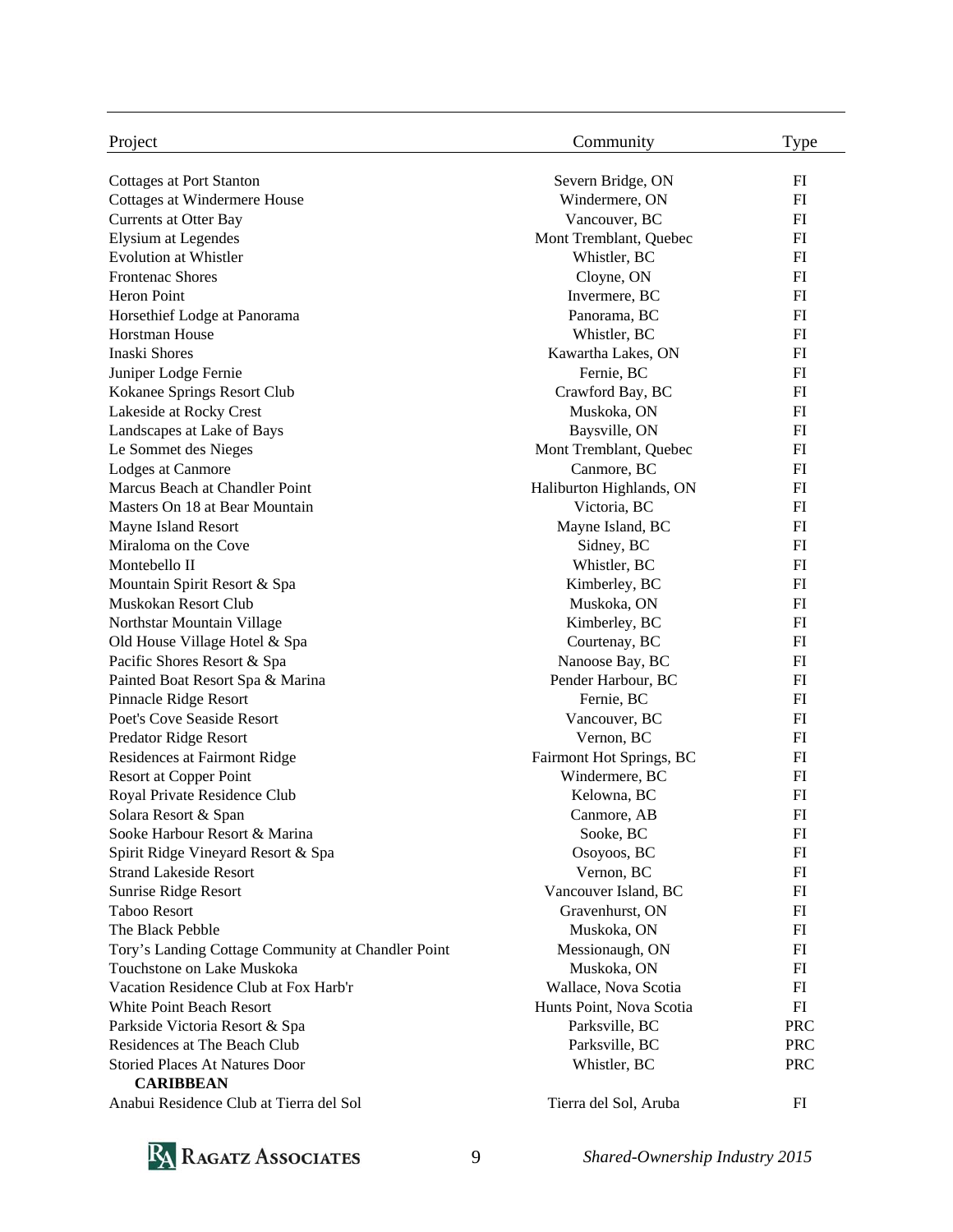| Project | Community | Type |
| --- | --- | --- |
| Cottages at Port Stanton | Severn Bridge, ON | FI |
| Cottages at Windermere House | Windermere, ON | FI |
| Currents at Otter Bay | Vancouver, BC | FI |
| Elysium at Legendes | Mont Tremblant, Quebec | FI |
| Evolution at Whistler | Whistler, BC | FI |
| Frontenac Shores | Cloyne, ON | FI |
| Heron Point | Invermere, BC | FI |
| Horsethief Lodge at Panorama | Panorama, BC | FI |
| Horstman House | Whistler, BC | FI |
| Inaski Shores | Kawartha Lakes, ON | FI |
| Juniper Lodge Fernie | Fernie, BC | FI |
| Kokanee Springs Resort Club | Crawford Bay, BC | FI |
| Lakeside at Rocky Crest | Muskoka, ON | FI |
| Landscapes at Lake of Bays | Baysville, ON | FI |
| Le Sommet des Nieges | Mont Tremblant, Quebec | FI |
| Lodges at Canmore | Canmore, BC | FI |
| Marcus Beach at Chandler Point | Haliburton Highlands, ON | FI |
| Masters On 18 at Bear Mountain | Victoria, BC | FI |
| Mayne Island Resort | Mayne Island, BC | FI |
| Miraloma on the Cove | Sidney, BC | FI |
| Montebello II | Whistler, BC | FI |
| Mountain Spirit Resort & Spa | Kimberley, BC | FI |
| Muskokan Resort Club | Muskoka, ON | FI |
| Northstar Mountain Village | Kimberley, BC | FI |
| Old House Village Hotel & Spa | Courtenay, BC | FI |
| Pacific Shores Resort & Spa | Nanoose Bay, BC | FI |
| Painted Boat Resort Spa & Marina | Pender Harbour, BC | FI |
| Pinnacle Ridge Resort | Fernie, BC | FI |
| Poet's Cove Seaside Resort | Vancouver, BC | FI |
| Predator Ridge Resort | Vernon, BC | FI |
| Residences at Fairmont Ridge | Fairmont Hot Springs, BC | FI |
| Resort at Copper Point | Windermere, BC | FI |
| Royal Private Residence Club | Kelowna, BC | FI |
| Solara Resort & Span | Canmore, AB | FI |
| Sooke Harbour Resort & Marina | Sooke, BC | FI |
| Spirit Ridge Vineyard Resort & Spa | Osoyoos, BC | FI |
| Strand Lakeside Resort | Vernon, BC | FI |
| Sunrise Ridge Resort | Vancouver Island, BC | FI |
| Taboo Resort | Gravenhurst, ON | FI |
| The Black Pebble | Muskoka, ON | FI |
| Tory's Landing Cottage Community at Chandler Point | Messionaugh, ON | FI |
| Touchstone on Lake Muskoka | Muskoka, ON | FI |
| Vacation Residence Club at Fox Harb'r | Wallace, Nova Scotia | FI |
| White Point Beach Resort | Hunts Point, Nova Scotia | FI |
| Parkside Victoria Resort & Spa | Parksville, BC | PRC |
| Residences at The Beach Club | Parksville, BC | PRC |
| Storied Places At Natures Door | Whistler, BC | PRC |
| **CARIBBEAN** | | |
| Anabui Residence Club at Tierra del Sol | Tierra del Sol, Aruba | FI |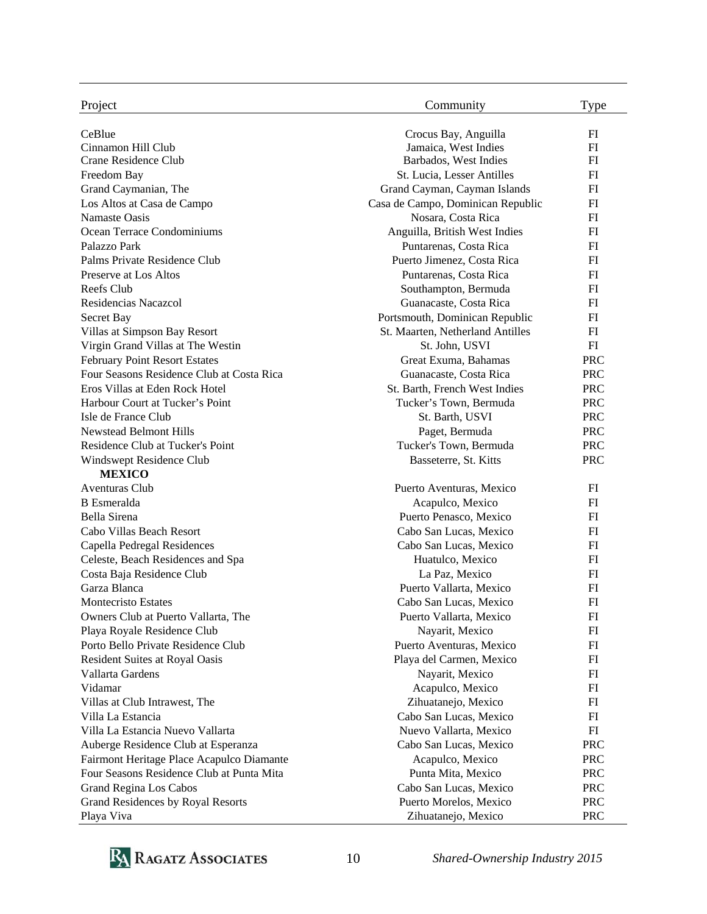| Project | Community | Type |
|---|---|---|
| CeBlue | Crocus Bay, Anguilla | FI |
| Cinnamon Hill Club | Jamaica, West Indies | FI |
| Crane Residence Club | Barbados, West Indies | FI |
| Freedom Bay | St. Lucia, Lesser Antilles | FI |
| Grand Caymanian, The | Grand Cayman, Cayman Islands | FI |
| Los Altos at Casa de Campo | Casa de Campo, Dominican Republic | FI |
| Namaste Oasis | Nosara, Costa Rica | FI |
| Ocean Terrace Condominiums | Anguilla, British West Indies | FI |
| Palazzo Park | Puntarenas, Costa Rica | FI |
| Palms Private Residence Club | Puerto Jimenez, Costa Rica | FI |
| Preserve at Los Altos | Puntarenas, Costa Rica | FI |
| Reefs Club | Southampton, Bermuda | FI |
| Residencias Nacazcol | Guanacaste, Costa Rica | FI |
| Secret Bay | Portsmouth, Dominican Republic | FI |
| Villas at Simpson Bay Resort | St. Maarten, Netherland Antilles | FI |
| Virgin Grand Villas at The Westin | St. John, USVI | FI |
| February Point Resort Estates | Great Exuma, Bahamas | PRC |
| Four Seasons Residence Club at Costa Rica | Guanacaste, Costa Rica | PRC |
| Eros Villas at Eden Rock Hotel | St. Barth, French West Indies | PRC |
| Harbour Court at Tucker’s Point | Tucker’s Town, Bermuda | PRC |
| Isle de France Club | St. Barth, USVI | PRC |
| Newstead Belmont Hills | Paget, Bermuda | PRC |
| Residence Club at Tucker's Point | Tucker's Town, Bermuda | PRC |
| Windswept Residence Club | Basseterre, St. Kitts | PRC |
| **MEXICO** | | |
| Aventuras Club | Puerto Aventuras, Mexico | FI |
| B Esmeralda | Acapulco, Mexico | FI |
| Bella Sirena | Puerto Penasco, Mexico | FI |
| Cabo Villas Beach Resort | Cabo San Lucas, Mexico | FI |
| Capella Pedregal Residences | Cabo San Lucas, Mexico | FI |
| Celeste, Beach Residences and Spa | Huatulco, Mexico | FI |
| Costa Baja Residence Club | La Paz, Mexico | FI |
| Garza Blanca | Puerto Vallarta, Mexico | FI |
| Montecristo Estates | Cabo San Lucas, Mexico | FI |
| Owners Club at Puerto Vallarta, The | Puerto Vallarta, Mexico | FI |
| Playa Royale Residence Club | Nayarit, Mexico | FI |
| Porto Bello Private Residence Club | Puerto Aventuras, Mexico | FI |
| Resident Suites at Royal Oasis | Playa del Carmen, Mexico | FI |
| Vallarta Gardens | Nayarit, Mexico | FI |
| Vidamar | Acapulco, Mexico | FI |
| Villas at Club Intrawest, The | Zihuatanejo, Mexico | FI |
| Villa La Estancia | Cabo San Lucas, Mexico | FI |
| Villa La Estancia Nuevo Vallarta | Nuevo Vallarta, Mexico | FI |
| Auberge Residence Club at Esperanza | Cabo San Lucas, Mexico | PRC |
| Fairmont Heritage Place Acapulco Diamante | Acapulco, Mexico | PRC |
| Four Seasons Residence Club at Punta Mita | Punta Mita, Mexico | PRC |
| Grand Regina Los Cabos | Cabo San Lucas, Mexico | PRC |
| Grand Residences by Royal Resorts | Puerto Morelos, Mexico | PRC |
| Playa Viva | Zihuatanejo, Mexico | PRC |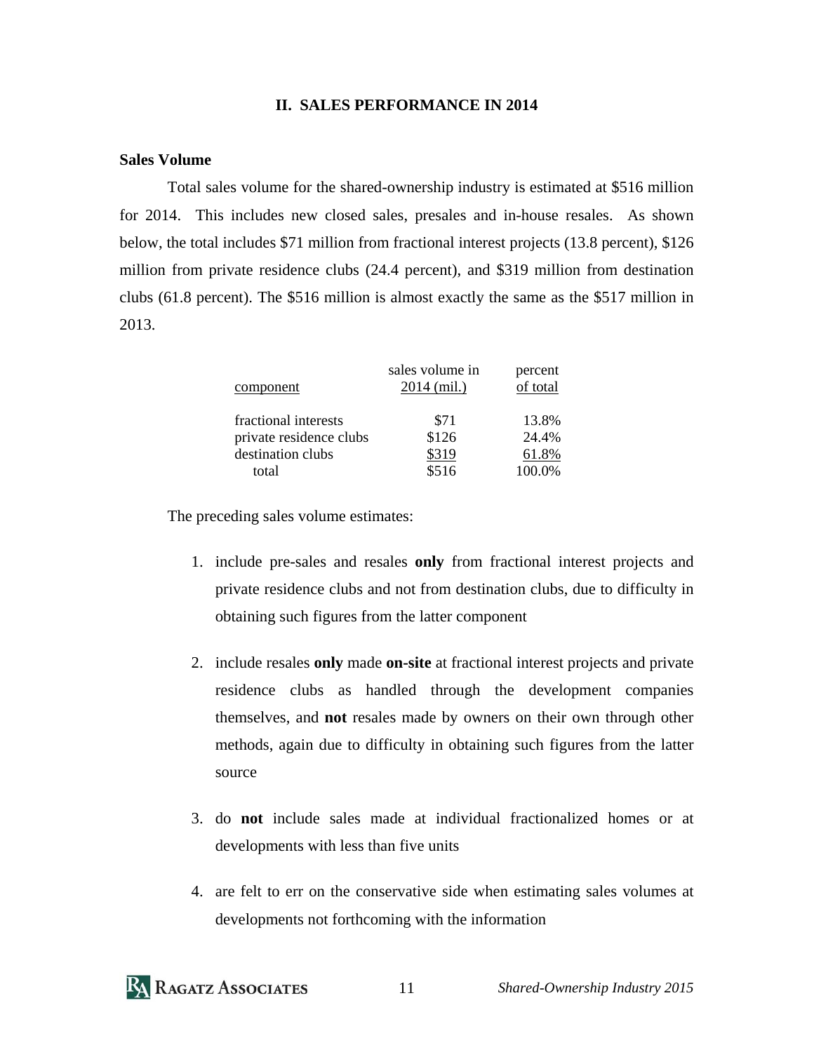## II. SALES PERFORMANCE IN 2014

### Sales Volume

Total sales volume for the shared-ownership industry is estimated at $516 million for 2014. This includes new closed sales, presales and in-house resales. As shown below, the total includes $71 million from fractional interest projects (13.8 percent), $126 million from private residence clubs (24.4 percent), and $319 million from destination clubs (61.8 percent). The $516 million is almost exactly the same as the $517 million in 2013.

| component | sales volume in 2014 (mil.) | percent of total |
|---|---|---|
| fractional interests | $71 | 13.8% |
| private residence clubs | $126 | 24.4% |
| destination clubs | $319 | 61.8% |
| total | $516 | 100.0% |

The preceding sales volume estimates:

1. include pre-sales and resales **only** from fractional interest projects and private residence clubs and not from destination clubs, due to difficulty in obtaining such figures from the latter component

2. include resales **only** made **on-site** at fractional interest projects and private residence clubs as handled through the development companies themselves, and **not** resales made by owners on their own through other methods, again due to difficulty in obtaining such figures from the latter source

3. do **not** include sales made at individual fractionalized homes or at developments with less than five units

4. are felt to err on the conservative side when estimating sales volumes at developments not forthcoming with the information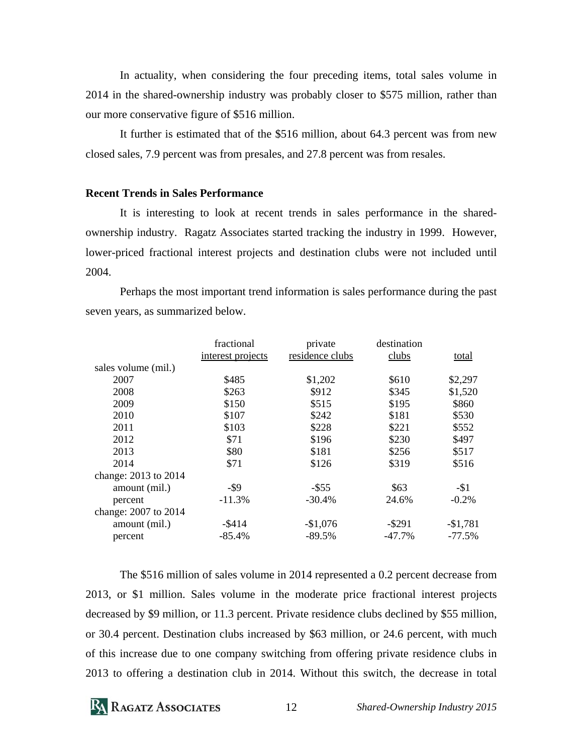In actuality, when considering the four preceding items, total sales volume in 2014 in the shared-ownership industry was probably closer to $575 million, rather than our more conservative figure of $516 million.

It further is estimated that of the $516 million, about 64.3 percent was from new closed sales, 7.9 percent was from presales, and 27.8 percent was from resales.

**Recent Trends in Sales Performance**

It is interesting to look at recent trends in sales performance in the shared-ownership industry. Ragatz Associates started tracking the industry in 1999. However, lower-priced fractional interest projects and destination clubs were not included until 2004.

Perhaps the most important trend information is sales performance during the past seven years, as summarized below.

| | fractional interest projects | private residence clubs | destination clubs | total |
|---|---|---|---|---|
| sales volume (mil.) | | | | |
| 2007 | $485 | $1,202 | $610 | $2,297 |
| 2008 | $263 | $912 | $345 | $1,520 |
| 2009 | $150 | $515 | $195 | $860 |
| 2010 | $107 | $242 | $181 | $530 |
| 2011 | $103 | $228 | $221 | $552 |
| 2012 | $71 | $196 | $230 | $497 |
| 2013 | $80 | $181 | $256 | $517 |
| 2014 | $71 | $126 | $319 | $516 |
| change: 2013 to 2014 | | | | |
| amount (mil.) | -$9 | -$55 | $63 | -$1 |
| percent | -11.3% | -30.4% | 24.6% | -0.2% |
| change: 2007 to 2014 | | | | |
| amount (mil.) | -$414 | -$1,076 | -$291 | -$1,781 |
| percent | -85.4% | -89.5% | -47.7% | -77.5% |

The $516 million of sales volume in 2014 represented a 0.2 percent decrease from 2013, or $1 million. Sales volume in the moderate price fractional interest projects decreased by $9 million, or 11.3 percent. Private residence clubs declined by $55 million, or 30.4 percent. Destination clubs increased by $63 million, or 24.6 percent, with much of this increase due to one company switching from offering private residence clubs in 2013 to offering a destination club in 2014. Without this switch, the decrease in total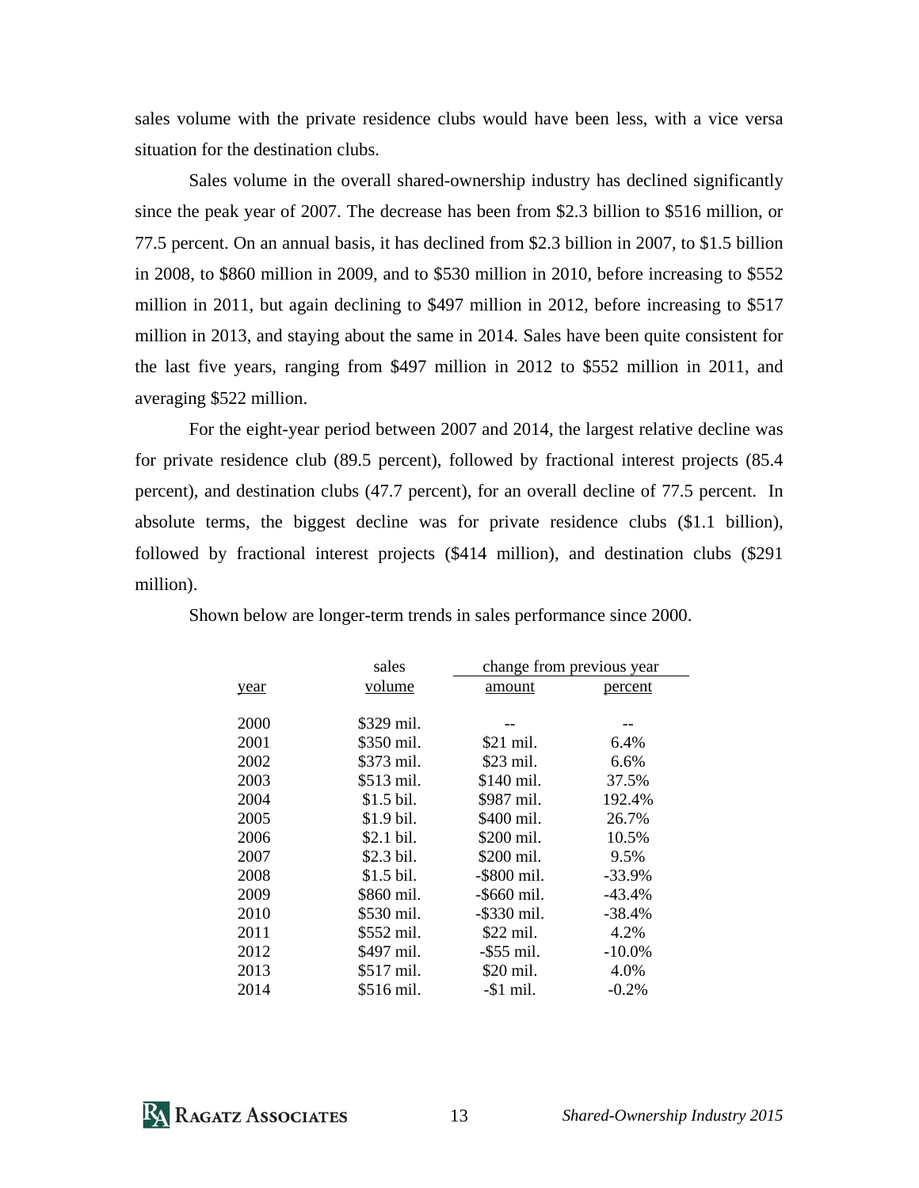sales volume with the private residence clubs would have been less, with a vice versa situation for the destination clubs.

Sales volume in the overall shared-ownership industry has declined significantly since the peak year of 2007. The decrease has been from $2.3 billion to $516 million, or 77.5 percent. On an annual basis, it has declined from $2.3 billion in 2007, to $1.5 billion in 2008, to $860 million in 2009, and to $530 million in 2010, before increasing to $552 million in 2011, but again declining to $497 million in 2012, before increasing to $517 million in 2013, and staying about the same in 2014. Sales have been quite consistent for the last five years, ranging from $497 million in 2012 to $552 million in 2011, and averaging $522 million.

For the eight-year period between 2007 and 2014, the largest relative decline was for private residence club (89.5 percent), followed by fractional interest projects (85.4 percent), and destination clubs (47.7 percent), for an overall decline of 77.5 percent. In absolute terms, the biggest decline was for private residence clubs ($1.1 billion), followed by fractional interest projects ($414 million), and destination clubs ($291 million).

Shown below are longer-term trends in sales performance since 2000.

| year | sales volume | change from previous year: amount | change from previous year: percent |
|---|---|---|---|
| 2000 | $329 mil. | -- | -- |
| 2001 | $350 mil. | $21 mil. | 6.4% |
| 2002 | $373 mil. | $23 mil. | 6.6% |
| 2003 | $513 mil. | $140 mil. | 37.5% |
| 2004 | $1.5 bil. | $987 mil. | 192.4% |
| 2005 | $1.9 bil. | $400 mil. | 26.7% |
| 2006 | $2.1 bil. | $200 mil. | 10.5% |
| 2007 | $2.3 bil. | $200 mil. | 9.5% |
| 2008 | $1.5 bil. | -$800 mil. | -33.9% |
| 2009 | $860 mil. | -$660 mil. | -43.4% |
| 2010 | $530 mil. | -$330 mil. | -38.4% |
| 2011 | $552 mil. | $22 mil. | 4.2% |
| 2012 | $497 mil. | -$55 mil. | -10.0% |
| 2013 | $517 mil. | $20 mil. | 4.0% |
| 2014 | $516 mil. | -$1 mil. | -0.2% |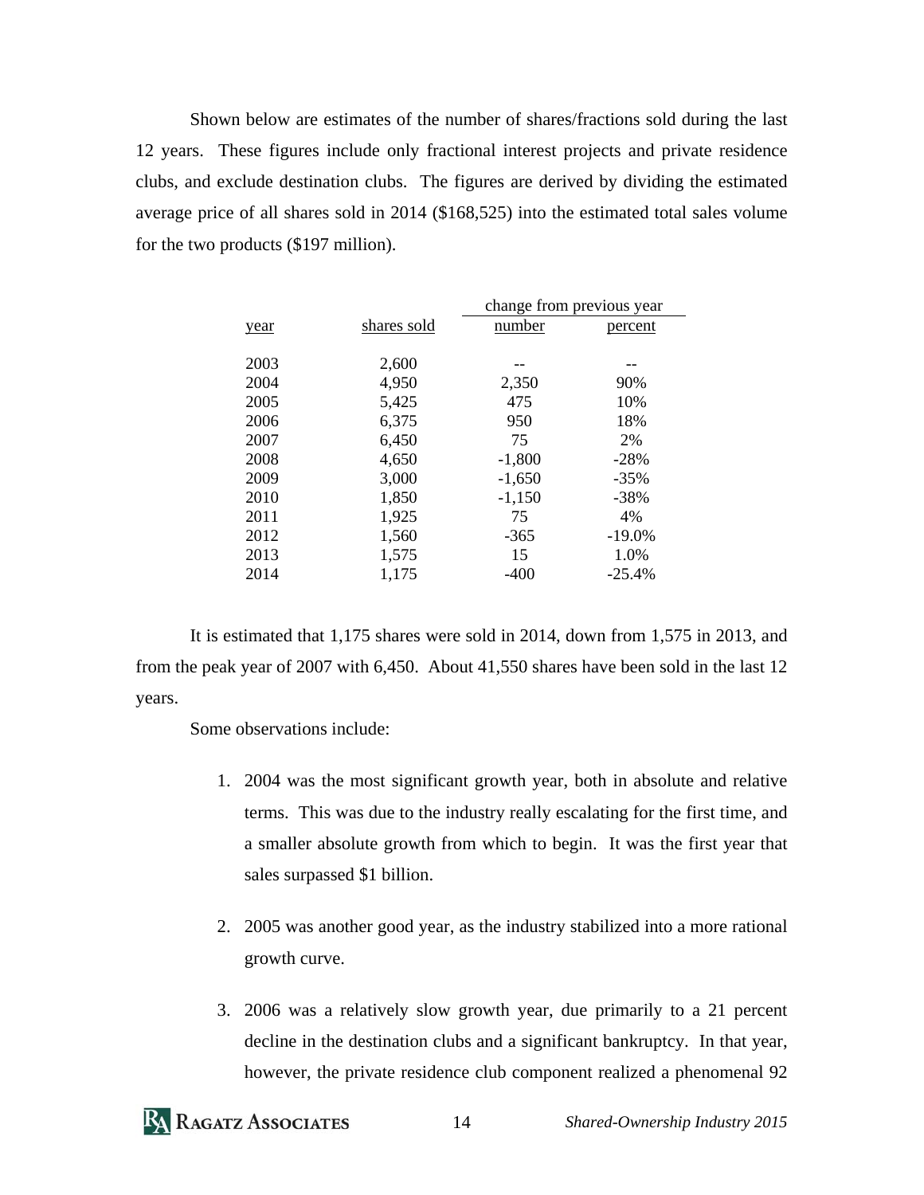Shown below are estimates of the number of shares/fractions sold during the last 12 years. These figures include only fractional interest projects and private residence clubs, and exclude destination clubs. The figures are derived by dividing the estimated average price of all shares sold in 2014 ($168,525) into the estimated total sales volume for the two products ($197 million).

| | | change from previous year | |
|---|---|---|---|
| year | shares sold | number | percent |
| 2003 | 2,600 | -- | -- |
| 2004 | 4,950 | 2,350 | 90% |
| 2005 | 5,425 | 475 | 10% |
| 2006 | 6,375 | 950 | 18% |
| 2007 | 6,450 | 75 | 2% |
| 2008 | 4,650 | -1,800 | -28% |
| 2009 | 3,000 | -1,650 | -35% |
| 2010 | 1,850 | -1,150 | -38% |
| 2011 | 1,925 | 75 | 4% |
| 2012 | 1,560 | -365 | -19.0% |
| 2013 | 1,575 | 15 | 1.0% |
| 2014 | 1,175 | -400 | -25.4% |

It is estimated that 1,175 shares were sold in 2014, down from 1,575 in 2013, and from the peak year of 2007 with 6,450. About 41,550 shares have been sold in the last 12 years.

Some observations include:

1. 2004 was the most significant growth year, both in absolute and relative terms. This was due to the industry really escalating for the first time, and a smaller absolute growth from which to begin. It was the first year that sales surpassed $1 billion.

2. 2005 was another good year, as the industry stabilized into a more rational growth curve.

3. 2006 was a relatively slow growth year, due primarily to a 21 percent decline in the destination clubs and a significant bankruptcy. In that year, however, the private residence club component realized a phenomenal 92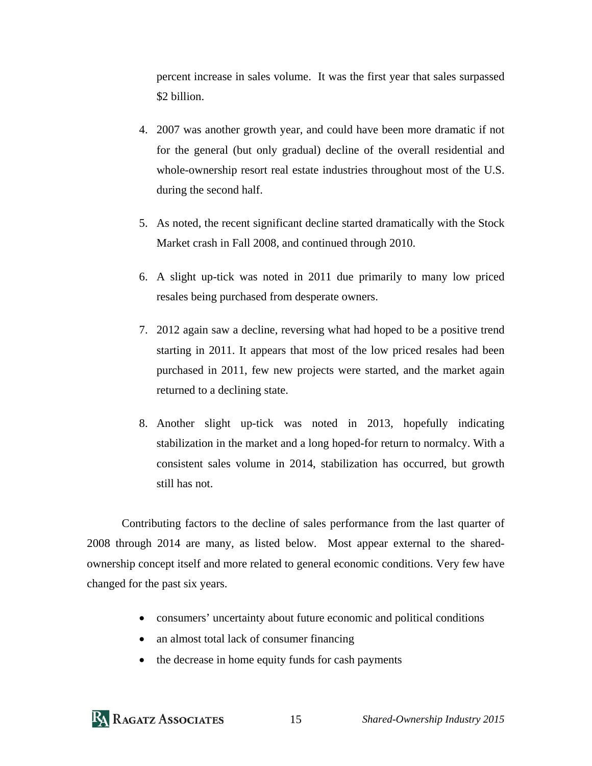percent increase in sales volume. It was the first year that sales surpassed $2 billion.

4. 2007 was another growth year, and could have been more dramatic if not for the general (but only gradual) decline of the overall residential and whole-ownership resort real estate industries throughout most of the U.S. during the second half.

5. As noted, the recent significant decline started dramatically with the Stock Market crash in Fall 2008, and continued through 2010.

6. A slight up-tick was noted in 2011 due primarily to many low priced resales being purchased from desperate owners.

7. 2012 again saw a decline, reversing what had hoped to be a positive trend starting in 2011. It appears that most of the low priced resales had been purchased in 2011, few new projects were started, and the market again returned to a declining state.

8. Another slight up-tick was noted in 2013, hopefully indicating stabilization in the market and a long hoped-for return to normalcy. With a consistent sales volume in 2014, stabilization has occurred, but growth still has not.

Contributing factors to the decline of sales performance from the last quarter of 2008 through 2014 are many, as listed below. Most appear external to the shared-ownership concept itself and more related to general economic conditions. Very few have changed for the past six years.

- consumers' uncertainty about future economic and political conditions
- an almost total lack of consumer financing
- the decrease in home equity funds for cash payments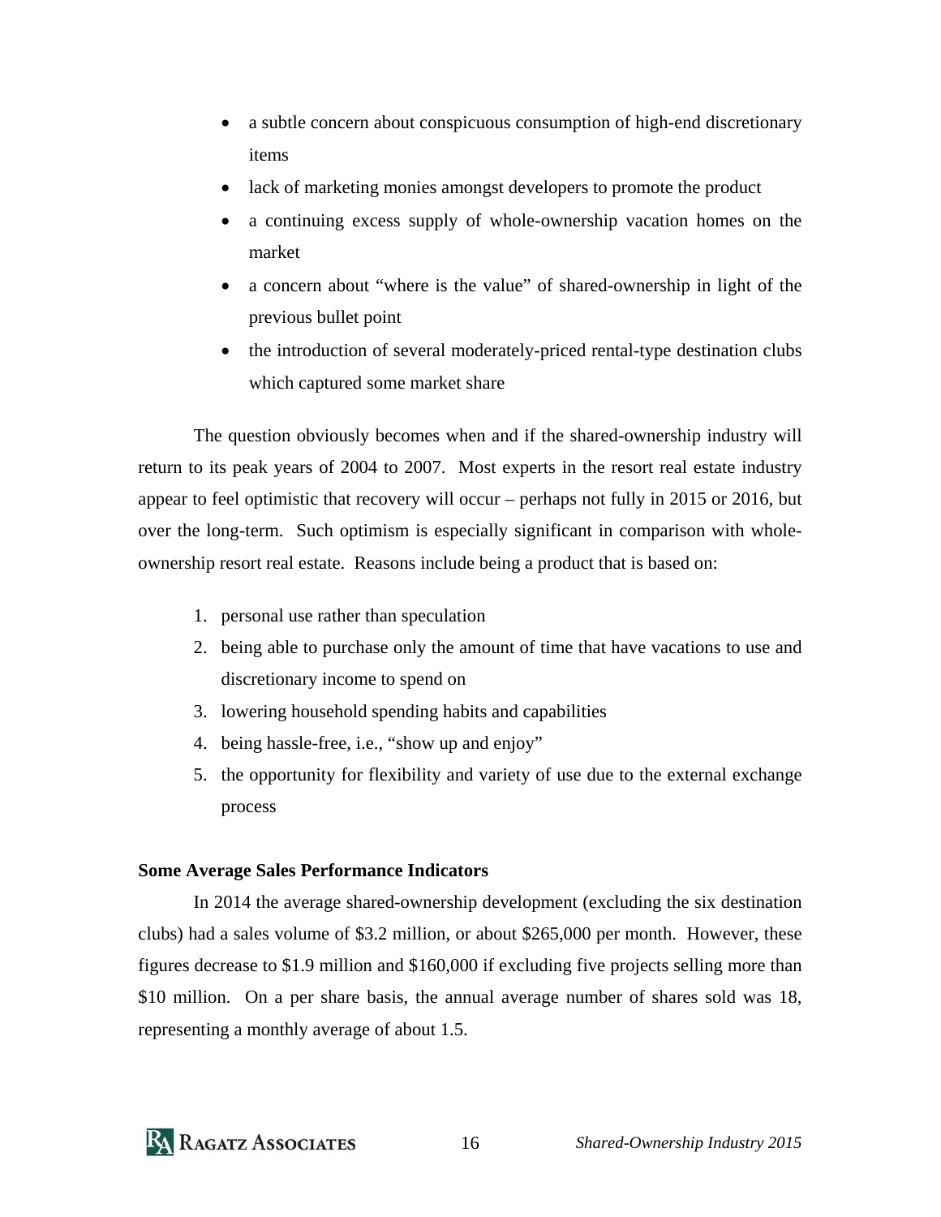- a subtle concern about conspicuous consumption of high-end discretionary items
- lack of marketing monies amongst developers to promote the product
- a continuing excess supply of whole-ownership vacation homes on the market
- a concern about "where is the value" of shared-ownership in light of the previous bullet point
- the introduction of several moderately-priced rental-type destination clubs which captured some market share

The question obviously becomes when and if the shared-ownership industry will return to its peak years of 2004 to 2007. Most experts in the resort real estate industry appear to feel optimistic that recovery will occur – perhaps not fully in 2015 or 2016, but over the long-term. Such optimism is especially significant in comparison with whole-ownership resort real estate. Reasons include being a product that is based on:

1. personal use rather than speculation
2. being able to purchase only the amount of time that have vacations to use and discretionary income to spend on
3. lowering household spending habits and capabilities
4. being hassle-free, i.e., "show up and enjoy"
5. the opportunity for flexibility and variety of use due to the external exchange process

**Some Average Sales Performance Indicators**

In 2014 the average shared-ownership development (excluding the six destination clubs) had a sales volume of $3.2 million, or about $265,000 per month. However, these figures decrease to $1.9 million and $160,000 if excluding five projects selling more than $10 million. On a per share basis, the annual average number of shares sold was 18, representing a monthly average of about 1.5.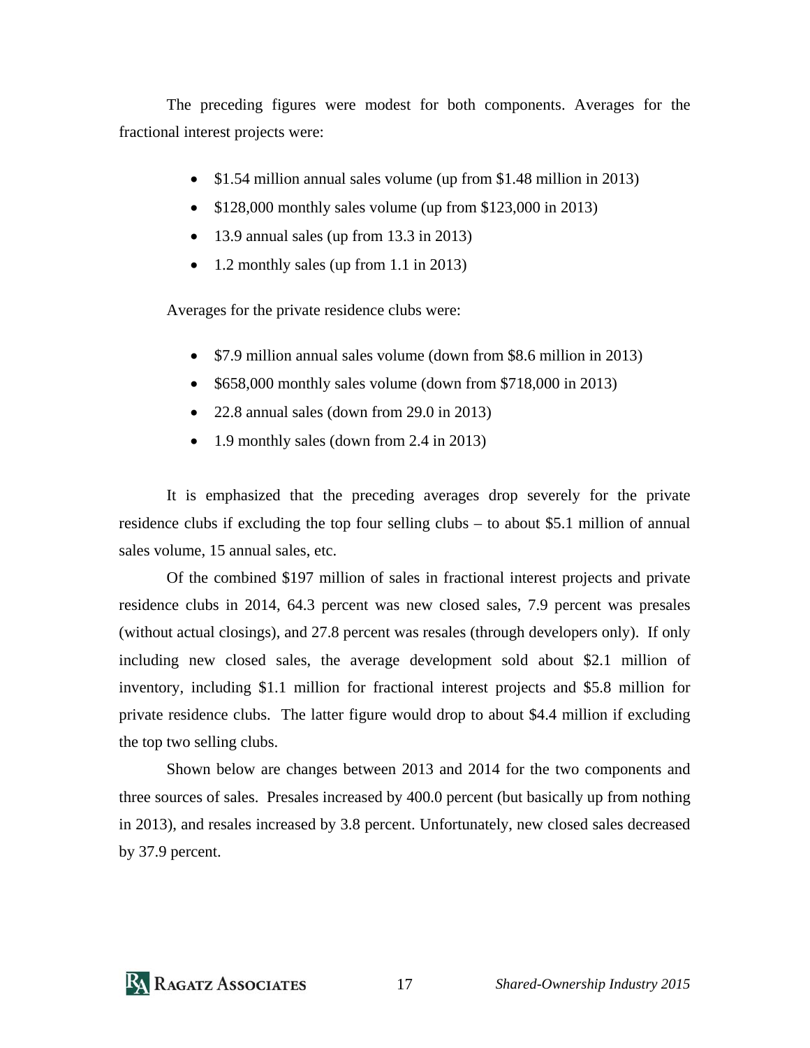The preceding figures were modest for both components. Averages for the fractional interest projects were:

- $1.54 million annual sales volume (up from $1.48 million in 2013)
- $128,000 monthly sales volume (up from $123,000 in 2013)
- 13.9 annual sales (up from 13.3 in 2013)
- 1.2 monthly sales (up from 1.1 in 2013)

Averages for the private residence clubs were:

- $7.9 million annual sales volume (down from $8.6 million in 2013)
- $658,000 monthly sales volume (down from $718,000 in 2013)
- 22.8 annual sales (down from 29.0 in 2013)
- 1.9 monthly sales (down from 2.4 in 2013)

It is emphasized that the preceding averages drop severely for the private residence clubs if excluding the top four selling clubs – to about $5.1 million of annual sales volume, 15 annual sales, etc.

Of the combined $197 million of sales in fractional interest projects and private residence clubs in 2014, 64.3 percent was new closed sales, 7.9 percent was presales (without actual closings), and 27.8 percent was resales (through developers only). If only including new closed sales, the average development sold about $2.1 million of inventory, including $1.1 million for fractional interest projects and $5.8 million for private residence clubs. The latter figure would drop to about $4.4 million if excluding the top two selling clubs.

Shown below are changes between 2013 and 2014 for the two components and three sources of sales. Presales increased by 400.0 percent (but basically up from nothing in 2013), and resales increased by 3.8 percent. Unfortunately, new closed sales decreased by 37.9 percent.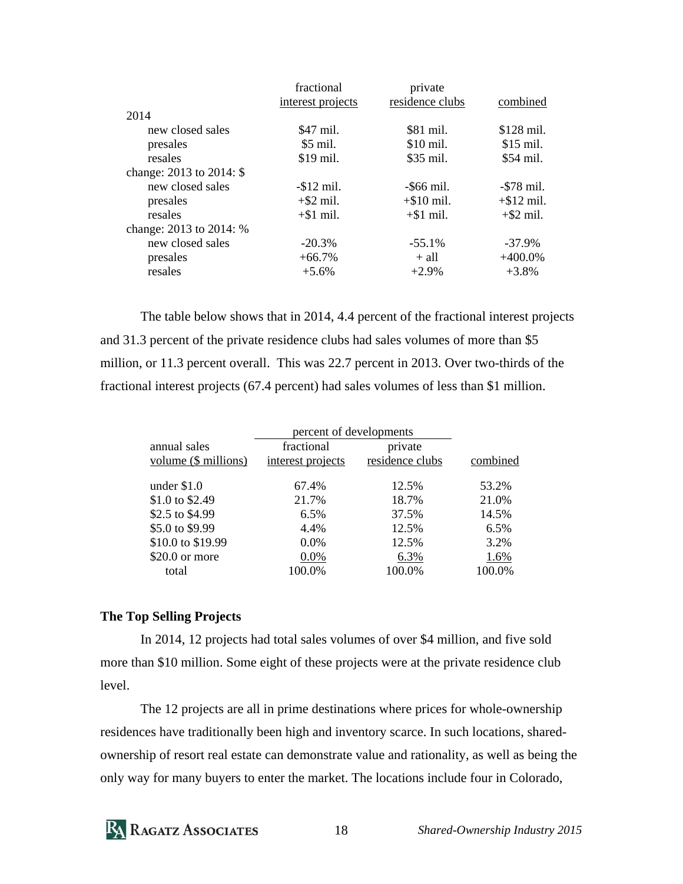| | fractional interest projects | private residence clubs | combined |
|---|---|---|---|
| 2014 | | | |
| new closed sales | $47 mil. | $81 mil. | $128 mil. |
| presales | $5 mil. | $10 mil. | $15 mil. |
| resales | $19 mil. | $35 mil. | $54 mil. |
| change: 2013 to 2014: $ | | | |
| new closed sales | -$12 mil. | -$66 mil. | -$78 mil. |
| presales | +$2 mil. | +$10 mil. | +$12 mil. |
| resales | +$1 mil. | +$1 mil. | +$2 mil. |
| change: 2013 to 2014: % | | | |
| new closed sales | -20.3% | -55.1% | -37.9% |
| presales | +66.7% | + all | +400.0% |
| resales | +5.6% | +2.9% | +3.8% |

The table below shows that in 2014, 4.4 percent of the fractional interest projects and 31.3 percent of the private residence clubs had sales volumes of more than $5 million, or 11.3 percent overall. This was 22.7 percent in 2013. Over two-thirds of the fractional interest projects (67.4 percent) had sales volumes of less than $1 million.

| | percent of developments | | |
|---|---|---|---|
| annual sales volume ($ millions) | fractional interest projects | private residence clubs | combined |
| under $1.0 | 67.4% | 12.5% | 53.2% |
| $1.0 to $2.49 | 21.7% | 18.7% | 21.0% |
| $2.5 to $4.99 | 6.5% | 37.5% | 14.5% |
| $5.0 to $9.99 | 4.4% | 12.5% | 6.5% |
| $10.0 to $19.99 | 0.0% | 12.5% | 3.2% |
| $20.0 or more | 0.0% | 6.3% | 1.6% |
| total | 100.0% | 100.0% | 100.0% |

**The Top Selling Projects**

In 2014, 12 projects had total sales volumes of over $4 million, and five sold more than $10 million. Some eight of these projects were at the private residence club level.

The 12 projects are all in prime destinations where prices for whole-ownership residences have traditionally been high and inventory scarce. In such locations, shared-ownership of resort real estate can demonstrate value and rationality, as well as being the only way for many buyers to enter the market. The locations include four in Colorado,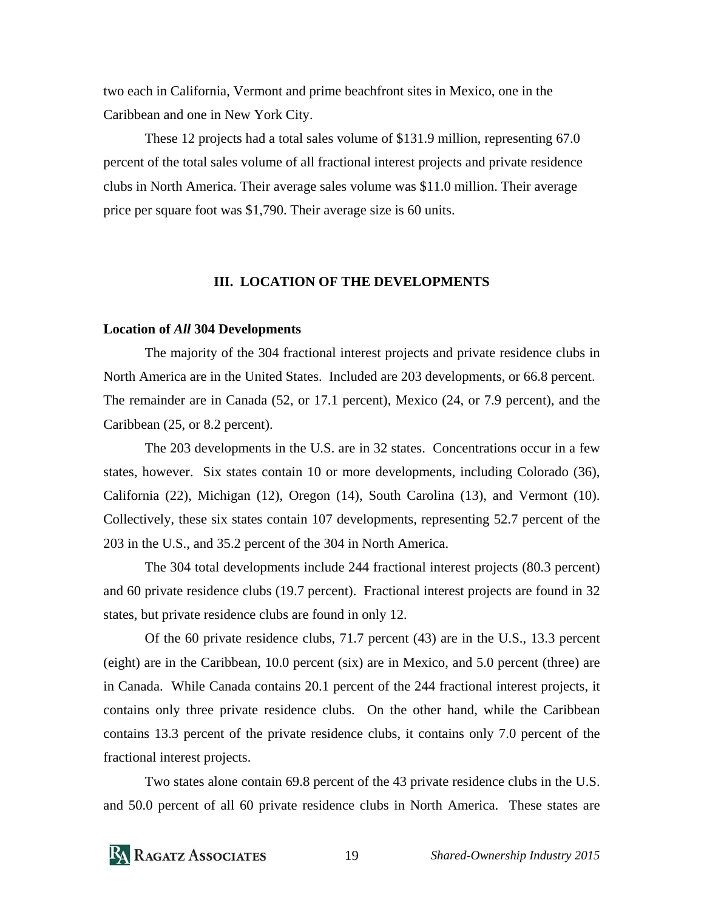two each in California, Vermont and prime beachfront sites in Mexico, one in the Caribbean and one in New York City.

These 12 projects had a total sales volume of $131.9 million, representing 67.0 percent of the total sales volume of all fractional interest projects and private residence clubs in North America. Their average sales volume was $11.0 million. Their average price per square foot was $1,790. Their average size is 60 units.

## III. LOCATION OF THE DEVELOPMENTS

### Location of *All* 304 Developments

The majority of the 304 fractional interest projects and private residence clubs in North America are in the United States. Included are 203 developments, or 66.8 percent. The remainder are in Canada (52, or 17.1 percent), Mexico (24, or 7.9 percent), and the Caribbean (25, or 8.2 percent).

The 203 developments in the U.S. are in 32 states. Concentrations occur in a few states, however. Six states contain 10 or more developments, including Colorado (36), California (22), Michigan (12), Oregon (14), South Carolina (13), and Vermont (10). Collectively, these six states contain 107 developments, representing 52.7 percent of the 203 in the U.S., and 35.2 percent of the 304 in North America.

The 304 total developments include 244 fractional interest projects (80.3 percent) and 60 private residence clubs (19.7 percent). Fractional interest projects are found in 32 states, but private residence clubs are found in only 12.

Of the 60 private residence clubs, 71.7 percent (43) are in the U.S., 13.3 percent (eight) are in the Caribbean, 10.0 percent (six) are in Mexico, and 5.0 percent (three) are in Canada. While Canada contains 20.1 percent of the 244 fractional interest projects, it contains only three private residence clubs. On the other hand, while the Caribbean contains 13.3 percent of the private residence clubs, it contains only 7.0 percent of the fractional interest projects.

Two states alone contain 69.8 percent of the 43 private residence clubs in the U.S. and 50.0 percent of all 60 private residence clubs in North America. These states are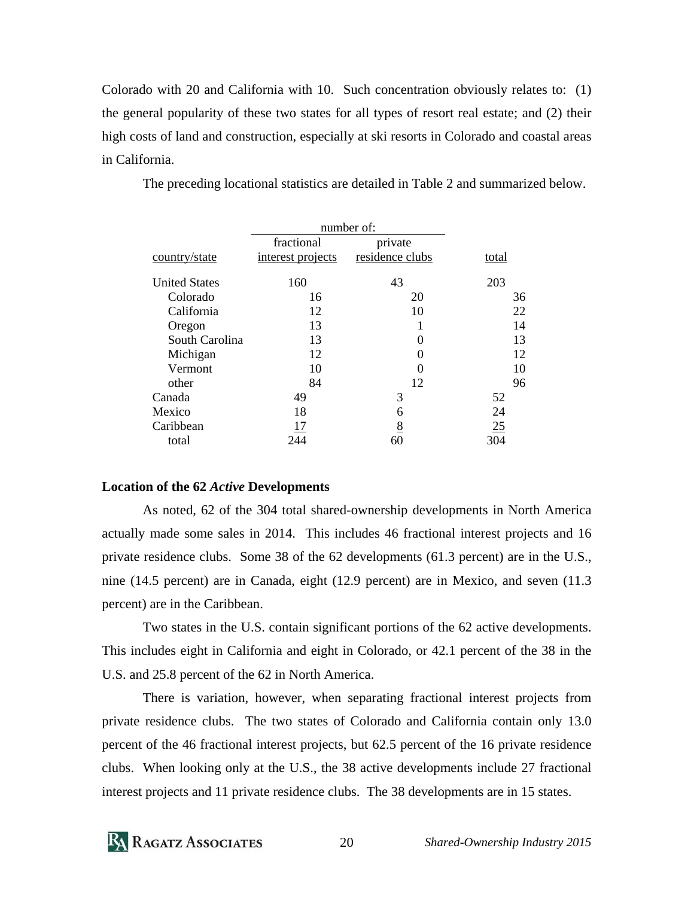Colorado with 20 and California with 10. Such concentration obviously relates to: (1) the general popularity of these two states for all types of resort real estate; and (2) their high costs of land and construction, especially at ski resorts in Colorado and coastal areas in California.

The preceding locational statistics are detailed in Table 2 and summarized below.

| | number of: | | |
|---|---|---|---|
| country/state | fractional interest projects | private residence clubs | total |
| United States | 160 | 43 | 203 |
| Colorado | 16 | 20 | 36 |
| California | 12 | 10 | 22 |
| Oregon | 13 | 1 | 14 |
| South Carolina | 13 | 0 | 13 |
| Michigan | 12 | 0 | 12 |
| Vermont | 10 | 0 | 10 |
| other | 84 | 12 | 96 |
| Canada | 49 | 3 | 52 |
| Mexico | 18 | 6 | 24 |
| Caribbean | 17 | 8 | 25 |
| total | 244 | 60 | 304 |

### Location of the 62 *Active* Developments

As noted, 62 of the 304 total shared-ownership developments in North America actually made some sales in 2014. This includes 46 fractional interest projects and 16 private residence clubs. Some 38 of the 62 developments (61.3 percent) are in the U.S., nine (14.5 percent) are in Canada, eight (12.9 percent) are in Mexico, and seven (11.3 percent) are in the Caribbean.

Two states in the U.S. contain significant portions of the 62 active developments. This includes eight in California and eight in Colorado, or 42.1 percent of the 38 in the U.S. and 25.8 percent of the 62 in North America.

There is variation, however, when separating fractional interest projects from private residence clubs. The two states of Colorado and California contain only 13.0 percent of the 46 fractional interest projects, but 62.5 percent of the 16 private residence clubs. When looking only at the U.S., the 38 active developments include 27 fractional interest projects and 11 private residence clubs. The 38 developments are in 15 states.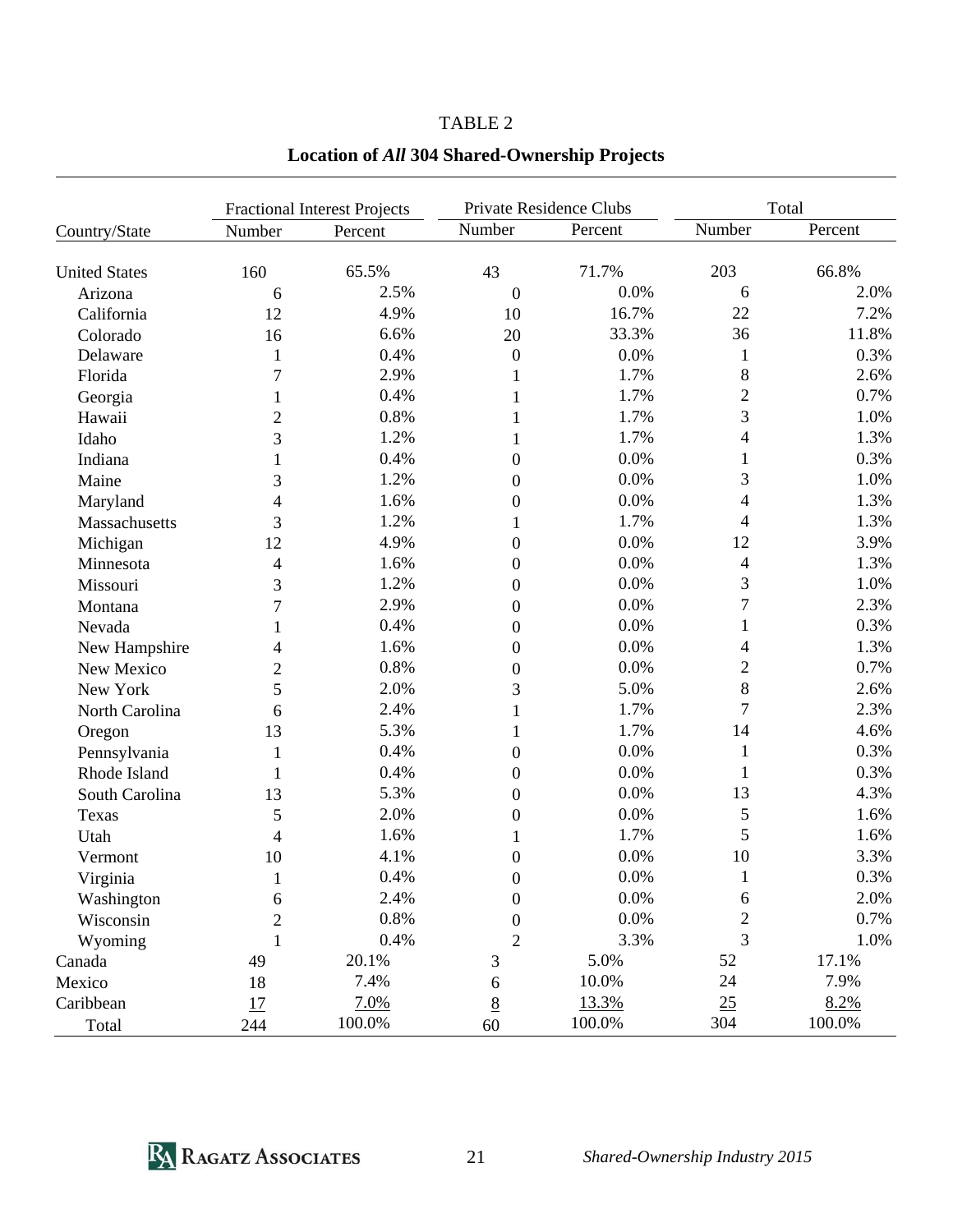TABLE 2

**Location of *All* 304 Shared-Ownership Projects**

| Country/State | Fractional Interest Projects | | Private Residence Clubs | | Total | |
|---|---|---|---|---|---|---|
| | Number | Percent | Number | Percent | Number | Percent |
| United States | 160 | 65.5% | 43 | 71.7% | 203 | 66.8% |
| Arizona | 6 | 2.5% | 0 | 0.0% | 6 | 2.0% |
| California | 12 | 4.9% | 10 | 16.7% | 22 | 7.2% |
| Colorado | 16 | 6.6% | 20 | 33.3% | 36 | 11.8% |
| Delaware | 1 | 0.4% | 0 | 0.0% | 1 | 0.3% |
| Florida | 7 | 2.9% | 1 | 1.7% | 8 | 2.6% |
| Georgia | 1 | 0.4% | 1 | 1.7% | 2 | 0.7% |
| Hawaii | 2 | 0.8% | 1 | 1.7% | 3 | 1.0% |
| Idaho | 3 | 1.2% | 1 | 1.7% | 4 | 1.3% |
| Indiana | 1 | 0.4% | 0 | 0.0% | 1 | 0.3% |
| Maine | 3 | 1.2% | 0 | 0.0% | 3 | 1.0% |
| Maryland | 4 | 1.6% | 0 | 0.0% | 4 | 1.3% |
| Massachusetts | 3 | 1.2% | 1 | 1.7% | 4 | 1.3% |
| Michigan | 12 | 4.9% | 0 | 0.0% | 12 | 3.9% |
| Minnesota | 4 | 1.6% | 0 | 0.0% | 4 | 1.3% |
| Missouri | 3 | 1.2% | 0 | 0.0% | 3 | 1.0% |
| Montana | 7 | 2.9% | 0 | 0.0% | 7 | 2.3% |
| Nevada | 1 | 0.4% | 0 | 0.0% | 1 | 0.3% |
| New Hampshire | 4 | 1.6% | 0 | 0.0% | 4 | 1.3% |
| New Mexico | 2 | 0.8% | 0 | 0.0% | 2 | 0.7% |
| New York | 5 | 2.0% | 3 | 5.0% | 8 | 2.6% |
| North Carolina | 6 | 2.4% | 1 | 1.7% | 7 | 2.3% |
| Oregon | 13 | 5.3% | 1 | 1.7% | 14 | 4.6% |
| Pennsylvania | 1 | 0.4% | 0 | 0.0% | 1 | 0.3% |
| Rhode Island | 1 | 0.4% | 0 | 0.0% | 1 | 0.3% |
| South Carolina | 13 | 5.3% | 0 | 0.0% | 13 | 4.3% |
| Texas | 5 | 2.0% | 0 | 0.0% | 5 | 1.6% |
| Utah | 4 | 1.6% | 1 | 1.7% | 5 | 1.6% |
| Vermont | 10 | 4.1% | 0 | 0.0% | 10 | 3.3% |
| Virginia | 1 | 0.4% | 0 | 0.0% | 1 | 0.3% |
| Washington | 6 | 2.4% | 0 | 0.0% | 6 | 2.0% |
| Wisconsin | 2 | 0.8% | 0 | 0.0% | 2 | 0.7% |
| Wyoming | 1 | 0.4% | 2 | 3.3% | 3 | 1.0% |
| Canada | 49 | 20.1% | 3 | 5.0% | 52 | 17.1% |
| Mexico | 18 | 7.4% | 6 | 10.0% | 24 | 7.9% |
| Caribbean | 17 | 7.0% | 8 | 13.3% | 25 | 8.2% |
| Total | 244 | 100.0% | 60 | 100.0% | 304 | 100.0% |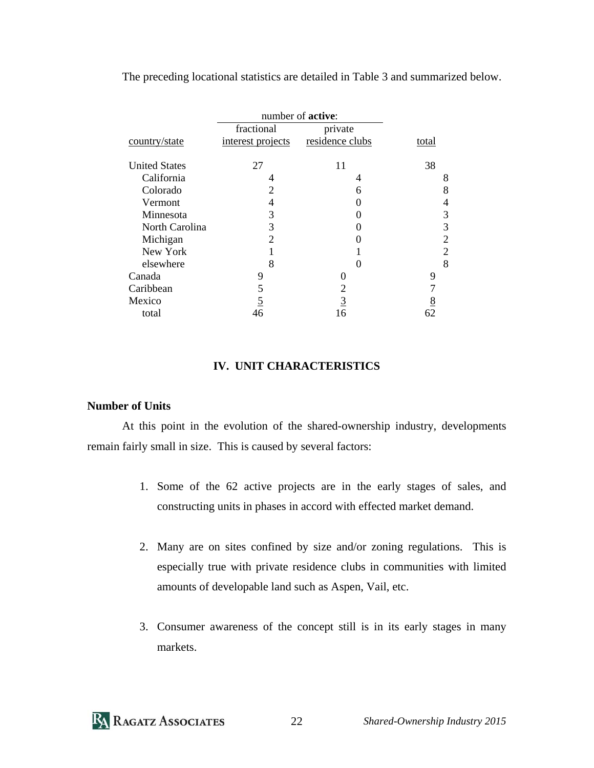The preceding locational statistics are detailed in Table 3 and summarized below.

| | number of **active**: | | |
|---|---|---|---|
| country/state | fractional interest projects | private residence clubs | total |
| United States | 27 | 11 | 38 |
| California | 4 | 4 | 8 |
| Colorado | 2 | 6 | 8 |
| Vermont | 4 | 0 | 4 |
| Minnesota | 3 | 0 | 3 |
| North Carolina | 3 | 0 | 3 |
| Michigan | 2 | 0 | 2 |
| New York | 1 | 1 | 2 |
| elsewhere | 8 | 0 | 8 |
| Canada | 9 | 0 | 9 |
| Caribbean | 5 | 2 | 7 |
| Mexico | 5 | 3 | 8 |
| total | 46 | 16 | 62 |

## IV. UNIT CHARACTERISTICS

### Number of Units

At this point in the evolution of the shared-ownership industry, developments remain fairly small in size. This is caused by several factors:

1. Some of the 62 active projects are in the early stages of sales, and constructing units in phases in accord with effected market demand.

2. Many are on sites confined by size and/or zoning regulations. This is especially true with private residence clubs in communities with limited amounts of developable land such as Aspen, Vail, etc.

3. Consumer awareness of the concept still is in its early stages in many markets.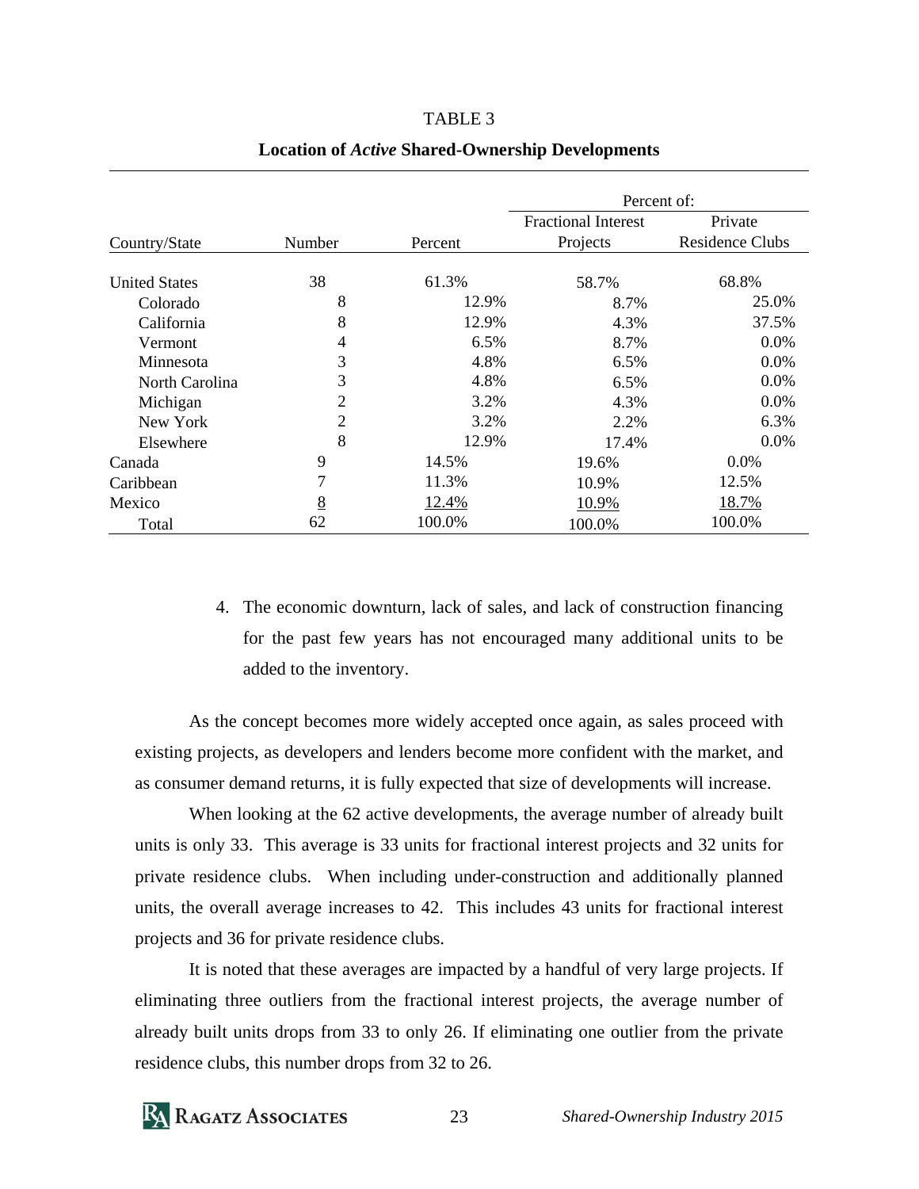TABLE 3

**Location of *Active* Shared-Ownership Developments**

| Country/State | Number | Percent | Percent of: Fractional Interest Projects | Private Residence Clubs |
|---|---|---|---|---|
| United States | 38 | 61.3% | 58.7% | 68.8% |
| Colorado | 8 | 12.9% | 8.7% | 25.0% |
| California | 8 | 12.9% | 4.3% | 37.5% |
| Vermont | 4 | 6.5% | 8.7% | 0.0% |
| Minnesota | 3 | 4.8% | 6.5% | 0.0% |
| North Carolina | 3 | 4.8% | 6.5% | 0.0% |
| Michigan | 2 | 3.2% | 4.3% | 0.0% |
| New York | 2 | 3.2% | 2.2% | 6.3% |
| Elsewhere | 8 | 12.9% | 17.4% | 0.0% |
| Canada | 9 | 14.5% | 19.6% | 0.0% |
| Caribbean | 7 | 11.3% | 10.9% | 12.5% |
| Mexico | 8 | 12.4% | 10.9% | 18.7% |
| Total | 62 | 100.0% | 100.0% | 100.0% |

4. The economic downturn, lack of sales, and lack of construction financing for the past few years has not encouraged many additional units to be added to the inventory.

As the concept becomes more widely accepted once again, as sales proceed with existing projects, as developers and lenders become more confident with the market, and as consumer demand returns, it is fully expected that size of developments will increase.

When looking at the 62 active developments, the average number of already built units is only 33. This average is 33 units for fractional interest projects and 32 units for private residence clubs. When including under-construction and additionally planned units, the overall average increases to 42. This includes 43 units for fractional interest projects and 36 for private residence clubs.

It is noted that these averages are impacted by a handful of very large projects. If eliminating three outliers from the fractional interest projects, the average number of already built units drops from 33 to only 26. If eliminating one outlier from the private residence clubs, this number drops from 32 to 26.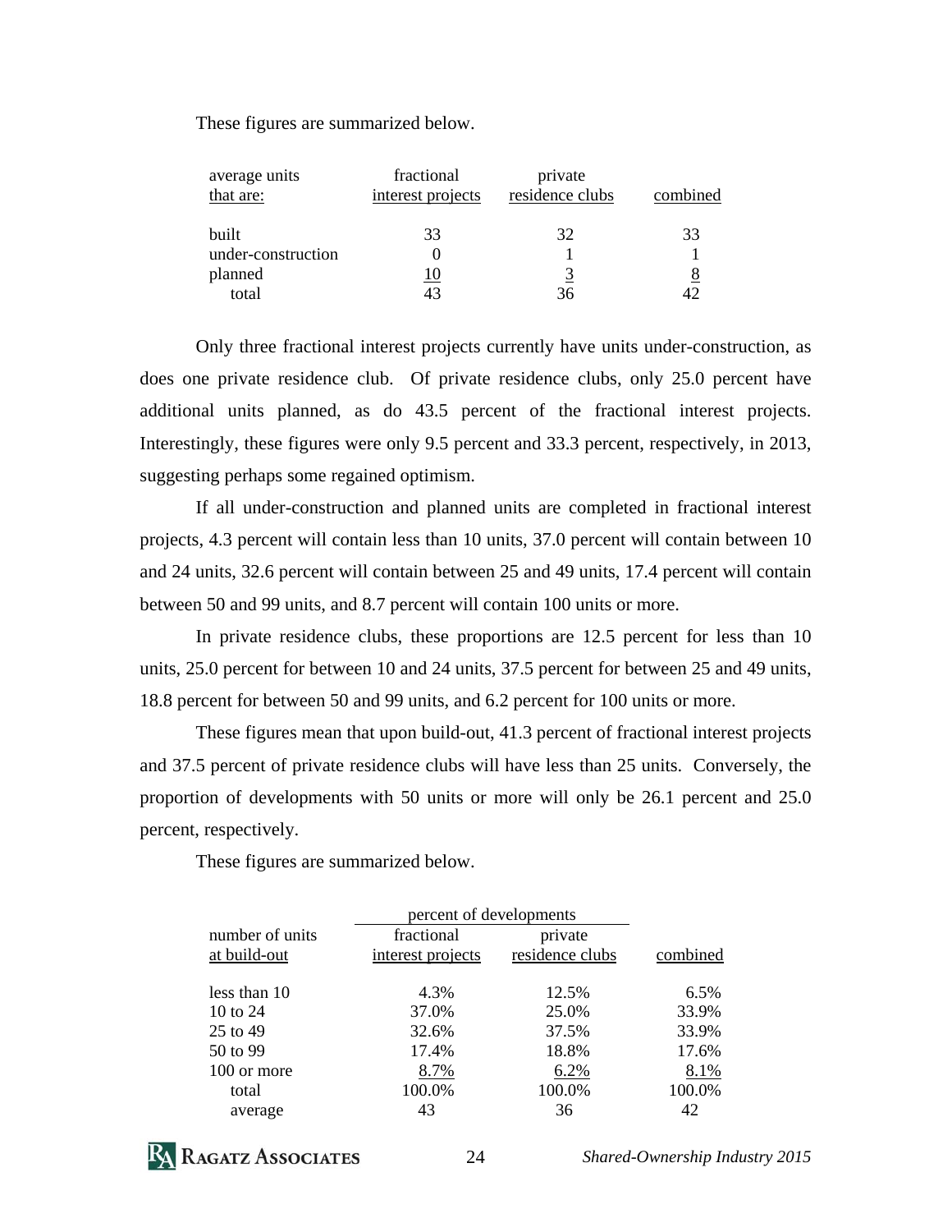These figures are summarized below.

| average units that are: | fractional interest projects | private residence clubs | combined |
|---|---|---|---|
| built | 33 | 32 | 33 |
| under-construction | 0 | 1 | 1 |
| planned | 10 | 3 | 8 |
| total | 43 | 36 | 42 |

Only three fractional interest projects currently have units under-construction, as does one private residence club. Of private residence clubs, only 25.0 percent have additional units planned, as do 43.5 percent of the fractional interest projects. Interestingly, these figures were only 9.5 percent and 33.3 percent, respectively, in 2013, suggesting perhaps some regained optimism.

If all under-construction and planned units are completed in fractional interest projects, 4.3 percent will contain less than 10 units, 37.0 percent will contain between 10 and 24 units, 32.6 percent will contain between 25 and 49 units, 17.4 percent will contain between 50 and 99 units, and 8.7 percent will contain 100 units or more.

In private residence clubs, these proportions are 12.5 percent for less than 10 units, 25.0 percent for between 10 and 24 units, 37.5 percent for between 25 and 49 units, 18.8 percent for between 50 and 99 units, and 6.2 percent for 100 units or more.

These figures mean that upon build-out, 41.3 percent of fractional interest projects and 37.5 percent of private residence clubs will have less than 25 units. Conversely, the proportion of developments with 50 units or more will only be 26.1 percent and 25.0 percent, respectively.

These figures are summarized below.

| | percent of developments | | |
|---|---|---|---|
| number of units at build-out | fractional interest projects | private residence clubs | combined |
| less than 10 | 4.3% | 12.5% | 6.5% |
| 10 to 24 | 37.0% | 25.0% | 33.9% |
| 25 to 49 | 32.6% | 37.5% | 33.9% |
| 50 to 99 | 17.4% | 18.8% | 17.6% |
| 100 or more | 8.7% | 6.2% | 8.1% |
| total | 100.0% | 100.0% | 100.0% |
| average | 43 | 36 | 42 |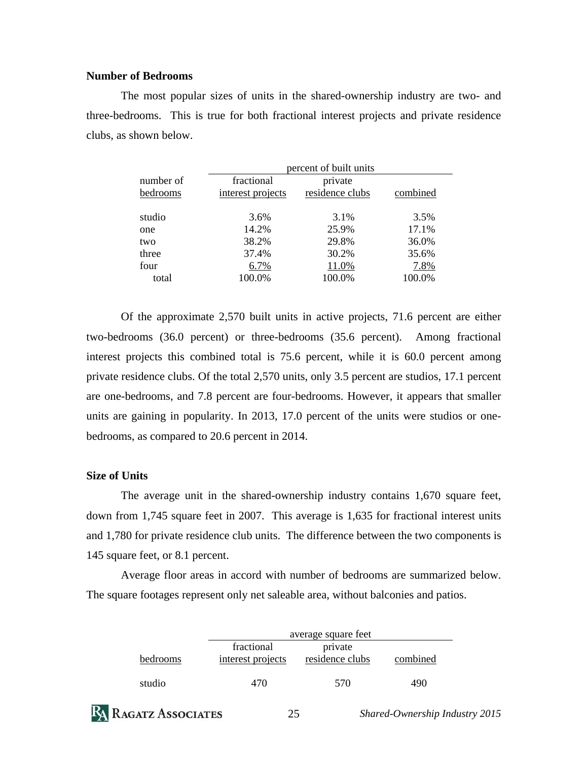### Number of Bedrooms

The most popular sizes of units in the shared-ownership industry are two- and three-bedrooms. This is true for both fractional interest projects and private residence clubs, as shown below.

| | percent of built units | | |
|---|---|---|---|
| number of bedrooms | fractional interest projects | private residence clubs | combined |
| studio | 3.6% | 3.1% | 3.5% |
| one | 14.2% | 25.9% | 17.1% |
| two | 38.2% | 29.8% | 36.0% |
| three | 37.4% | 30.2% | 35.6% |
| four | 6.7% | 11.0% | 7.8% |
| total | 100.0% | 100.0% | 100.0% |

Of the approximate 2,570 built units in active projects, 71.6 percent are either two-bedrooms (36.0 percent) or three-bedrooms (35.6 percent). Among fractional interest projects this combined total is 75.6 percent, while it is 60.0 percent among private residence clubs. Of the total 2,570 units, only 3.5 percent are studios, 17.1 percent are one-bedrooms, and 7.8 percent are four-bedrooms. However, it appears that smaller units are gaining in popularity. In 2013, 17.0 percent of the units were studios or one-bedrooms, as compared to 20.6 percent in 2014.

### Size of Units

The average unit in the shared-ownership industry contains 1,670 square feet, down from 1,745 square feet in 2007. This average is 1,635 for fractional interest units and 1,780 for private residence club units. The difference between the two components is 145 square feet, or 8.1 percent.

Average floor areas in accord with number of bedrooms are summarized below. The square footages represent only net saleable area, without balconies and patios.

| | average square feet | | |
|---|---|---|---|
| bedrooms | fractional interest projects | private residence clubs | combined |
| studio | 470 | 570 | 490 |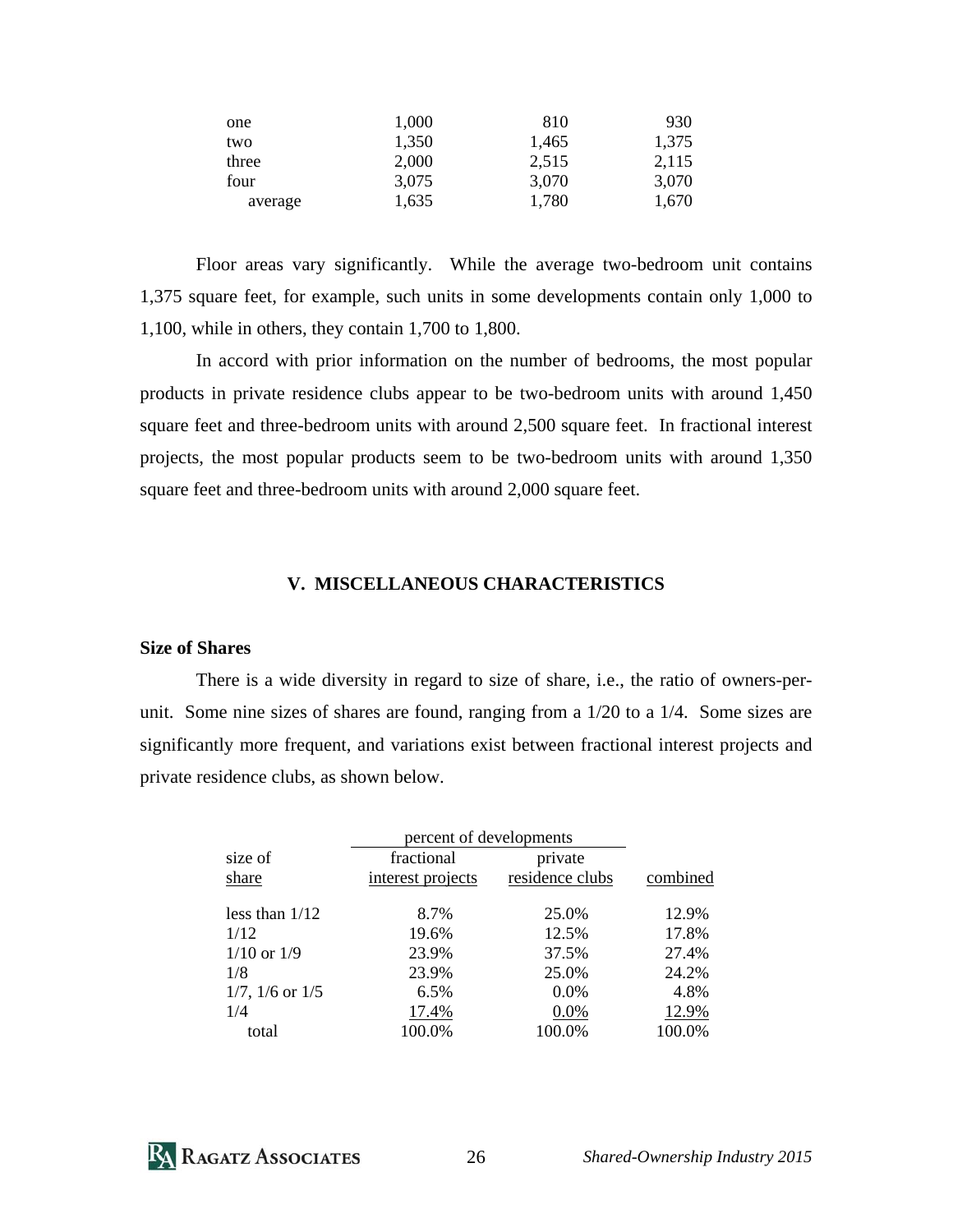| | | | |
|---|---|---|---|
| one | 1,000 | 810 | 930 |
| two | 1,350 | 1,465 | 1,375 |
| three | 2,000 | 2,515 | 2,115 |
| four | 3,075 | 3,070 | 3,070 |
| average | 1,635 | 1,780 | 1,670 |

Floor areas vary significantly. While the average two-bedroom unit contains 1,375 square feet, for example, such units in some developments contain only 1,000 to 1,100, while in others, they contain 1,700 to 1,800.

In accord with prior information on the number of bedrooms, the most popular products in private residence clubs appear to be two-bedroom units with around 1,450 square feet and three-bedroom units with around 2,500 square feet. In fractional interest projects, the most popular products seem to be two-bedroom units with around 1,350 square feet and three-bedroom units with around 2,000 square feet.

## V. MISCELLANEOUS CHARACTERISTICS

### Size of Shares

There is a wide diversity in regard to size of share, i.e., the ratio of owners-per-unit. Some nine sizes of shares are found, ranging from a 1/20 to a 1/4. Some sizes are significantly more frequent, and variations exist between fractional interest projects and private residence clubs, as shown below.

| | percent of developments | | |
|---|---|---|---|
| size of share | fractional interest projects | private residence clubs | combined |
| less than 1/12 | 8.7% | 25.0% | 12.9% |
| 1/12 | 19.6% | 12.5% | 17.8% |
| 1/10 or 1/9 | 23.9% | 37.5% | 27.4% |
| 1/8 | 23.9% | 25.0% | 24.2% |
| 1/7, 1/6 or 1/5 | 6.5% | 0.0% | 4.8% |
| 1/4 | 17.4% | 0.0% | 12.9% |
| total | 100.0% | 100.0% | 100.0% |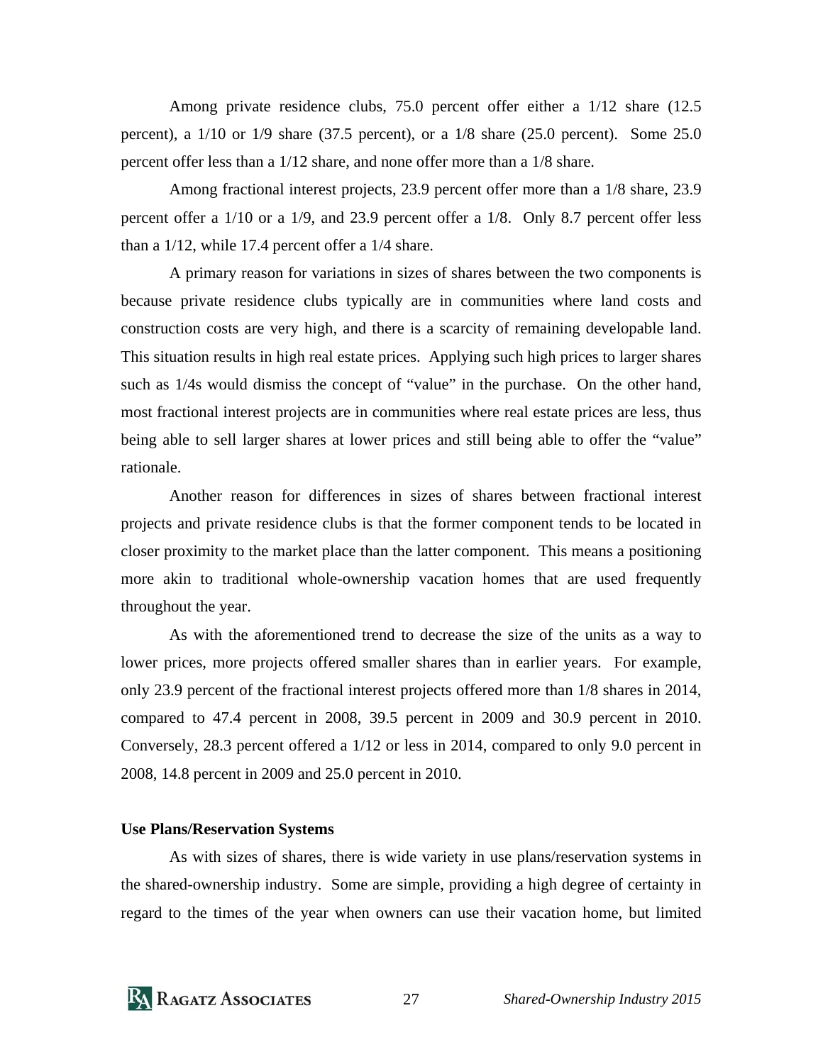Among private residence clubs, 75.0 percent offer either a 1/12 share (12.5 percent), a 1/10 or 1/9 share (37.5 percent), or a 1/8 share (25.0 percent). Some 25.0 percent offer less than a 1/12 share, and none offer more than a 1/8 share.

Among fractional interest projects, 23.9 percent offer more than a 1/8 share, 23.9 percent offer a 1/10 or a 1/9, and 23.9 percent offer a 1/8. Only 8.7 percent offer less than a 1/12, while 17.4 percent offer a 1/4 share.

A primary reason for variations in sizes of shares between the two components is because private residence clubs typically are in communities where land costs and construction costs are very high, and there is a scarcity of remaining developable land. This situation results in high real estate prices. Applying such high prices to larger shares such as 1/4s would dismiss the concept of "value" in the purchase. On the other hand, most fractional interest projects are in communities where real estate prices are less, thus being able to sell larger shares at lower prices and still being able to offer the "value" rationale.

Another reason for differences in sizes of shares between fractional interest projects and private residence clubs is that the former component tends to be located in closer proximity to the market place than the latter component. This means a positioning more akin to traditional whole-ownership vacation homes that are used frequently throughout the year.

As with the aforementioned trend to decrease the size of the units as a way to lower prices, more projects offered smaller shares than in earlier years. For example, only 23.9 percent of the fractional interest projects offered more than 1/8 shares in 2014, compared to 47.4 percent in 2008, 39.5 percent in 2009 and 30.9 percent in 2010. Conversely, 28.3 percent offered a 1/12 or less in 2014, compared to only 9.0 percent in 2008, 14.8 percent in 2009 and 25.0 percent in 2010.

**Use Plans/Reservation Systems**

As with sizes of shares, there is wide variety in use plans/reservation systems in the shared-ownership industry. Some are simple, providing a high degree of certainty in regard to the times of the year when owners can use their vacation home, but limited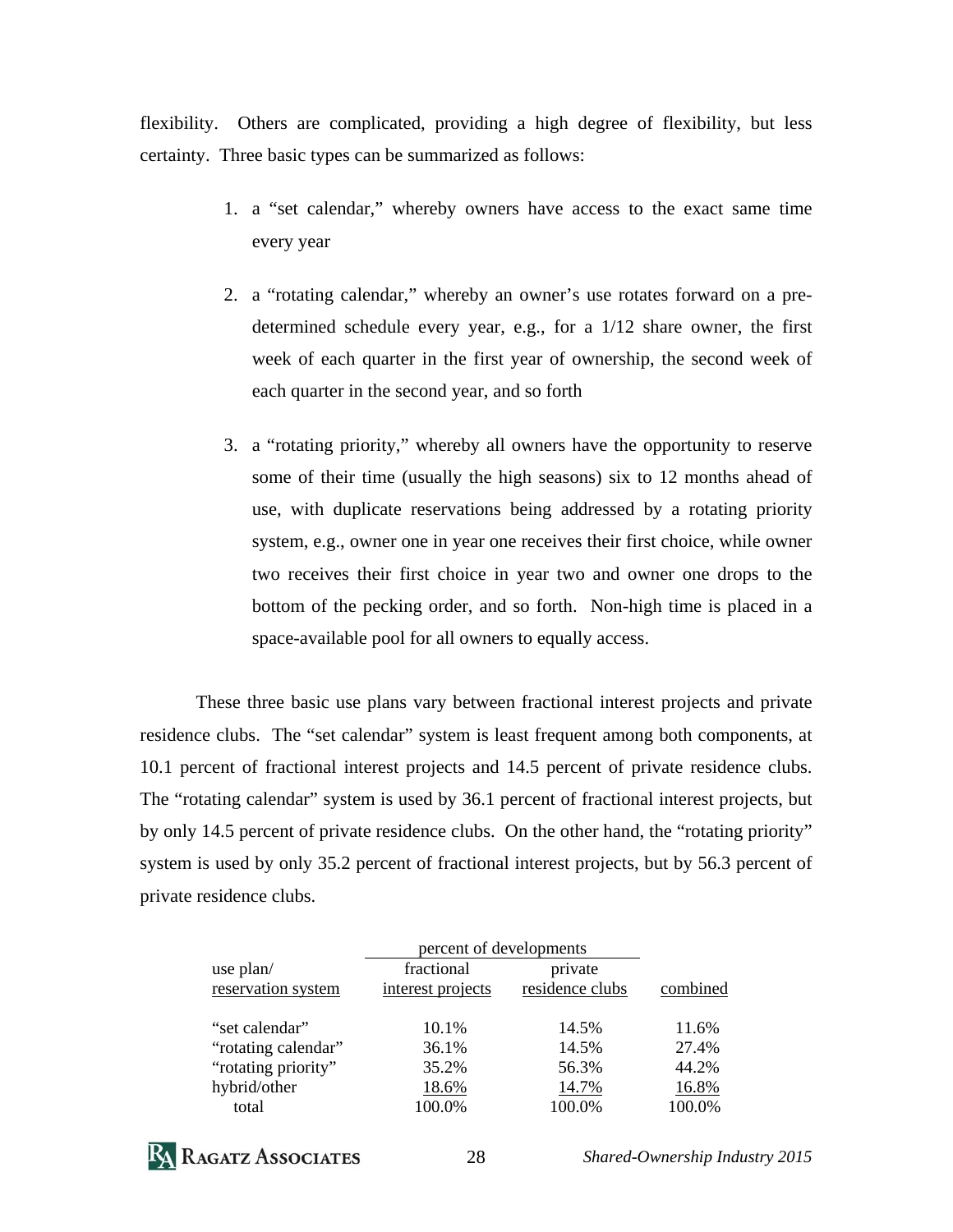flexibility. Others are complicated, providing a high degree of flexibility, but less certainty. Three basic types can be summarized as follows:

1. a "set calendar," whereby owners have access to the exact same time every year

2. a "rotating calendar," whereby an owner's use rotates forward on a pre-determined schedule every year, e.g., for a 1/12 share owner, the first week of each quarter in the first year of ownership, the second week of each quarter in the second year, and so forth

3. a "rotating priority," whereby all owners have the opportunity to reserve some of their time (usually the high seasons) six to 12 months ahead of use, with duplicate reservations being addressed by a rotating priority system, e.g., owner one in year one receives their first choice, while owner two receives their first choice in year two and owner one drops to the bottom of the pecking order, and so forth. Non-high time is placed in a space-available pool for all owners to equally access.

These three basic use plans vary between fractional interest projects and private residence clubs. The "set calendar" system is least frequent among both components, at 10.1 percent of fractional interest projects and 14.5 percent of private residence clubs. The "rotating calendar" system is used by 36.1 percent of fractional interest projects, but by only 14.5 percent of private residence clubs. On the other hand, the "rotating priority" system is used by only 35.2 percent of fractional interest projects, but by 56.3 percent of private residence clubs.

| | percent of developments | | |
|---|---|---|---|
| use plan/ reservation system | fractional interest projects | private residence clubs | combined |
| "set calendar" | 10.1% | 14.5% | 11.6% |
| "rotating calendar" | 36.1% | 14.5% | 27.4% |
| "rotating priority" | 35.2% | 56.3% | 44.2% |
| hybrid/other | 18.6% | 14.7% | 16.8% |
| total | 100.0% | 100.0% | 100.0% |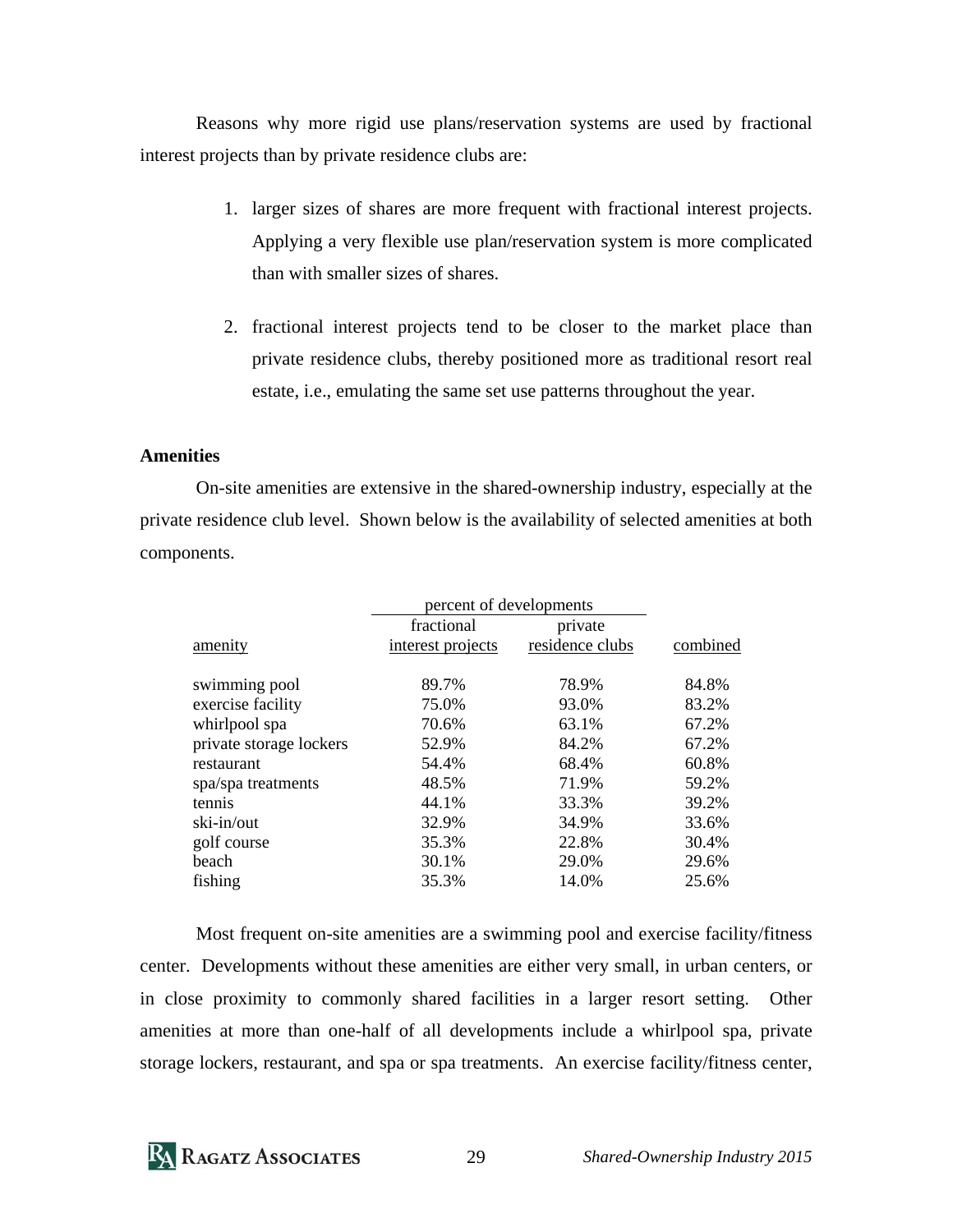Reasons why more rigid use plans/reservation systems are used by fractional interest projects than by private residence clubs are:

1. larger sizes of shares are more frequent with fractional interest projects. Applying a very flexible use plan/reservation system is more complicated than with smaller sizes of shares.

2. fractional interest projects tend to be closer to the market place than private residence clubs, thereby positioned more as traditional resort real estate, i.e., emulating the same set use patterns throughout the year.

**Amenities**

On-site amenities are extensive in the shared-ownership industry, especially at the private residence club level. Shown below is the availability of selected amenities at both components.

| | percent of developments | | |
|---|---|---|---|
| amenity | fractional interest projects | private residence clubs | combined |
| swimming pool | 89.7% | 78.9% | 84.8% |
| exercise facility | 75.0% | 93.0% | 83.2% |
| whirlpool spa | 70.6% | 63.1% | 67.2% |
| private storage lockers | 52.9% | 84.2% | 67.2% |
| restaurant | 54.4% | 68.4% | 60.8% |
| spa/spa treatments | 48.5% | 71.9% | 59.2% |
| tennis | 44.1% | 33.3% | 39.2% |
| ski-in/out | 32.9% | 34.9% | 33.6% |
| golf course | 35.3% | 22.8% | 30.4% |
| beach | 30.1% | 29.0% | 29.6% |
| fishing | 35.3% | 14.0% | 25.6% |

Most frequent on-site amenities are a swimming pool and exercise facility/fitness center. Developments without these amenities are either very small, in urban centers, or in close proximity to commonly shared facilities in a larger resort setting. Other amenities at more than one-half of all developments include a whirlpool spa, private storage lockers, restaurant, and spa or spa treatments. An exercise facility/fitness center,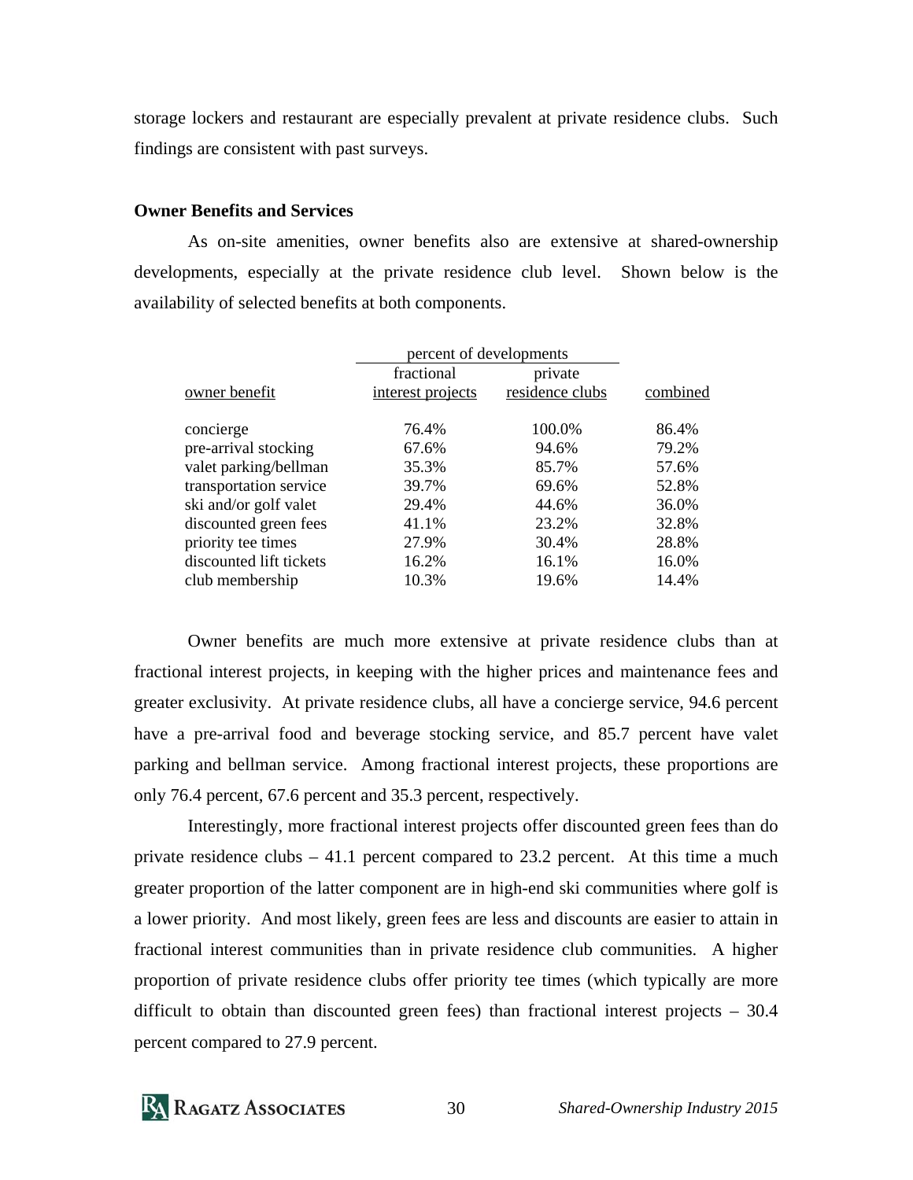storage lockers and restaurant are especially prevalent at private residence clubs. Such findings are consistent with past surveys.

**Owner Benefits and Services**

As on-site amenities, owner benefits also are extensive at shared-ownership developments, especially at the private residence club level. Shown below is the availability of selected benefits at both components.

| | percent of developments | | |
|---|---|---|---|
| owner benefit | fractional interest projects | private residence clubs | combined |
| concierge | 76.4% | 100.0% | 86.4% |
| pre-arrival stocking | 67.6% | 94.6% | 79.2% |
| valet parking/bellman | 35.3% | 85.7% | 57.6% |
| transportation service | 39.7% | 69.6% | 52.8% |
| ski and/or golf valet | 29.4% | 44.6% | 36.0% |
| discounted green fees | 41.1% | 23.2% | 32.8% |
| priority tee times | 27.9% | 30.4% | 28.8% |
| discounted lift tickets | 16.2% | 16.1% | 16.0% |
| club membership | 10.3% | 19.6% | 14.4% |

Owner benefits are much more extensive at private residence clubs than at fractional interest projects, in keeping with the higher prices and maintenance fees and greater exclusivity. At private residence clubs, all have a concierge service, 94.6 percent have a pre-arrival food and beverage stocking service, and 85.7 percent have valet parking and bellman service. Among fractional interest projects, these proportions are only 76.4 percent, 67.6 percent and 35.3 percent, respectively.

Interestingly, more fractional interest projects offer discounted green fees than do private residence clubs – 41.1 percent compared to 23.2 percent. At this time a much greater proportion of the latter component are in high-end ski communities where golf is a lower priority. And most likely, green fees are less and discounts are easier to attain in fractional interest communities than in private residence club communities. A higher proportion of private residence clubs offer priority tee times (which typically are more difficult to obtain than discounted green fees) than fractional interest projects – 30.4 percent compared to 27.9 percent.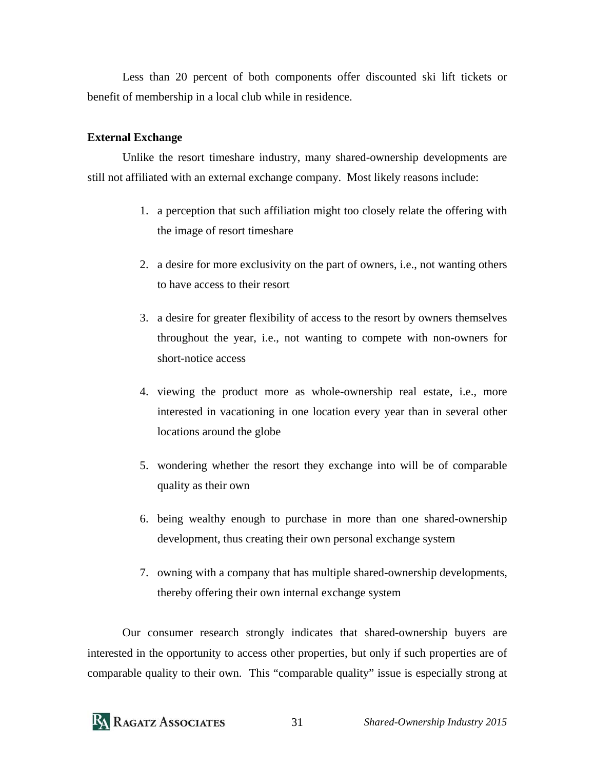Less than 20 percent of both components offer discounted ski lift tickets or benefit of membership in a local club while in residence.

**External Exchange**

Unlike the resort timeshare industry, many shared-ownership developments are still not affiliated with an external exchange company. Most likely reasons include:

1. a perception that such affiliation might too closely relate the offering with the image of resort timeshare

2. a desire for more exclusivity on the part of owners, i.e., not wanting others to have access to their resort

3. a desire for greater flexibility of access to the resort by owners themselves throughout the year, i.e., not wanting to compete with non-owners for short-notice access

4. viewing the product more as whole-ownership real estate, i.e., more interested in vacationing in one location every year than in several other locations around the globe

5. wondering whether the resort they exchange into will be of comparable quality as their own

6. being wealthy enough to purchase in more than one shared-ownership development, thus creating their own personal exchange system

7. owning with a company that has multiple shared-ownership developments, thereby offering their own internal exchange system

Our consumer research strongly indicates that shared-ownership buyers are interested in the opportunity to access other properties, but only if such properties are of comparable quality to their own. This "comparable quality" issue is especially strong at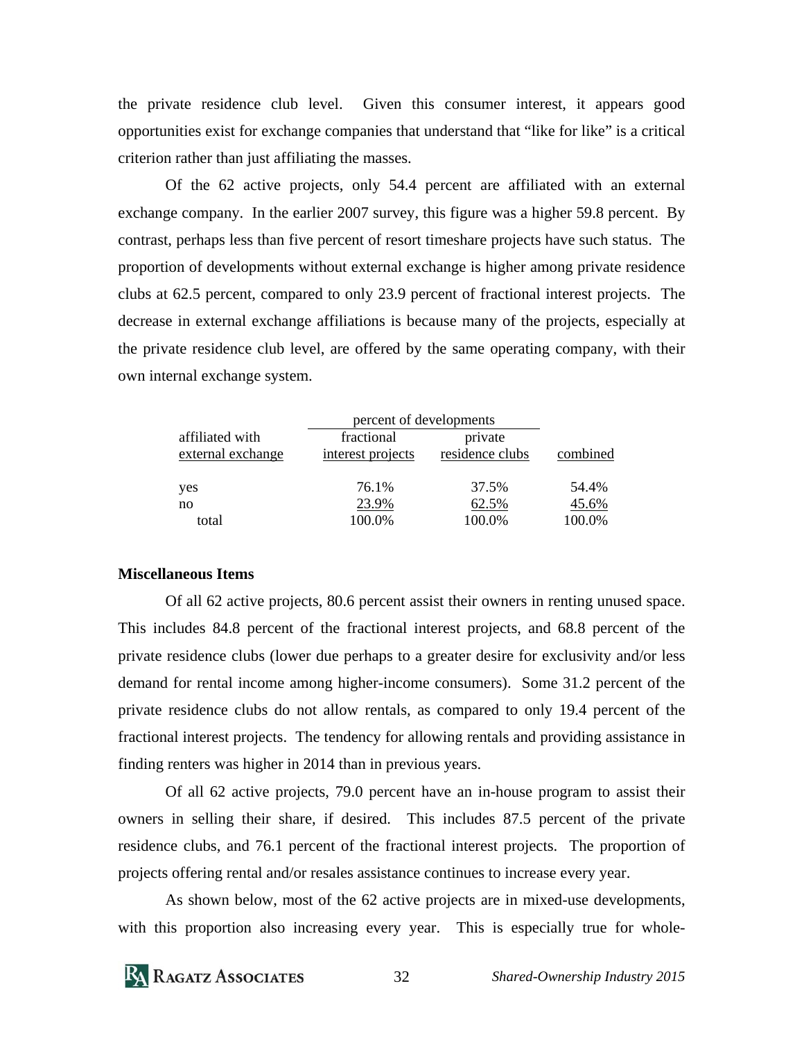the private residence club level. Given this consumer interest, it appears good opportunities exist for exchange companies that understand that "like for like" is a critical criterion rather than just affiliating the masses.

Of the 62 active projects, only 54.4 percent are affiliated with an external exchange company. In the earlier 2007 survey, this figure was a higher 59.8 percent. By contrast, perhaps less than five percent of resort timeshare projects have such status. The proportion of developments without external exchange is higher among private residence clubs at 62.5 percent, compared to only 23.9 percent of fractional interest projects. The decrease in external exchange affiliations is because many of the projects, especially at the private residence club level, are offered by the same operating company, with their own internal exchange system.

| | percent of developments | | |
|---|---|---|---|
| affiliated with external exchange | fractional interest projects | private residence clubs | combined |
| yes | 76.1% | 37.5% | 54.4% |
| no | 23.9% | 62.5% | 45.6% |
| total | 100.0% | 100.0% | 100.0% |

**Miscellaneous Items**

Of all 62 active projects, 80.6 percent assist their owners in renting unused space. This includes 84.8 percent of the fractional interest projects, and 68.8 percent of the private residence clubs (lower due perhaps to a greater desire for exclusivity and/or less demand for rental income among higher-income consumers). Some 31.2 percent of the private residence clubs do not allow rentals, as compared to only 19.4 percent of the fractional interest projects. The tendency for allowing rentals and providing assistance in finding renters was higher in 2014 than in previous years.

Of all 62 active projects, 79.0 percent have an in-house program to assist their owners in selling their share, if desired. This includes 87.5 percent of the private residence clubs, and 76.1 percent of the fractional interest projects. The proportion of projects offering rental and/or resales assistance continues to increase every year.

As shown below, most of the 62 active projects are in mixed-use developments, with this proportion also increasing every year. This is especially true for whole-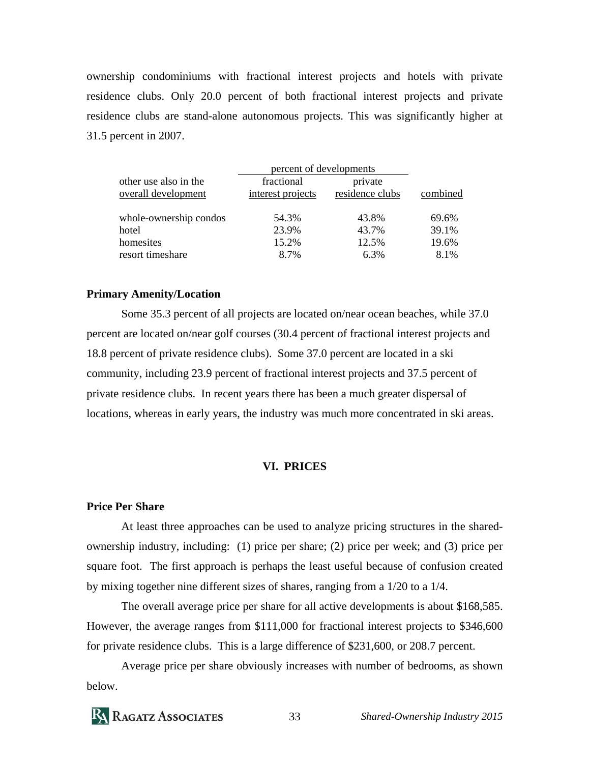ownership condominiums with fractional interest projects and hotels with private residence clubs. Only 20.0 percent of both fractional interest projects and private residence clubs are stand-alone autonomous projects. This was significantly higher at 31.5 percent in 2007.

| other use also in the overall development | fractional interest projects (percent of developments) | private residence clubs (percent of developments) | combined |
|---|---|---|---|
| whole-ownership condos | 54.3% | 43.8% | 69.6% |
| hotel | 23.9% | 43.7% | 39.1% |
| homesites | 15.2% | 12.5% | 19.6% |
| resort timeshare | 8.7% | 6.3% | 8.1% |

**Primary Amenity/Location**

Some 35.3 percent of all projects are located on/near ocean beaches, while 37.0 percent are located on/near golf courses (30.4 percent of fractional interest projects and 18.8 percent of private residence clubs). Some 37.0 percent are located in a ski community, including 23.9 percent of fractional interest projects and 37.5 percent of private residence clubs. In recent years there has been a much greater dispersal of locations, whereas in early years, the industry was much more concentrated in ski areas.

## VI. PRICES

**Price Per Share**

At least three approaches can be used to analyze pricing structures in the shared-ownership industry, including: (1) price per share; (2) price per week; and (3) price per square foot. The first approach is perhaps the least useful because of confusion created by mixing together nine different sizes of shares, ranging from a 1/20 to a 1/4.

The overall average price per share for all active developments is about $168,585. However, the average ranges from $111,000 for fractional interest projects to $346,600 for private residence clubs. This is a large difference of $231,600, or 208.7 percent.

Average price per share obviously increases with number of bedrooms, as shown below.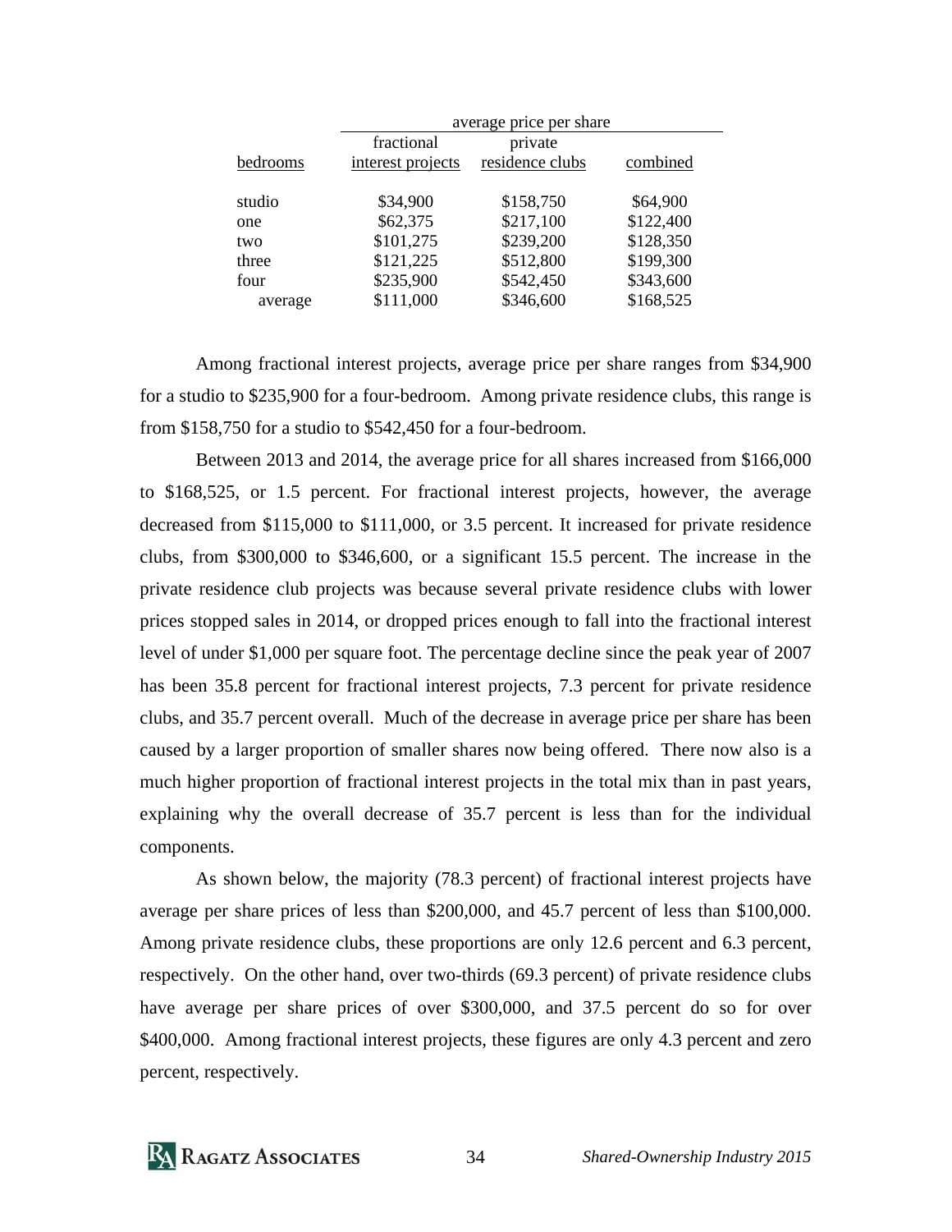| bedrooms | average price per share | | |
|---|---|---|---|
| | fractional interest projects | private residence clubs | combined |
| studio | $34,900 | $158,750 | $64,900 |
| one | $62,375 | $217,100 | $122,400 |
| two | $101,275 | $239,200 | $128,350 |
| three | $121,225 | $512,800 | $199,300 |
| four | $235,900 | $542,450 | $343,600 |
| average | $111,000 | $346,600 | $168,525 |

Among fractional interest projects, average price per share ranges from $34,900 for a studio to $235,900 for a four-bedroom. Among private residence clubs, this range is from $158,750 for a studio to $542,450 for a four-bedroom.

Between 2013 and 2014, the average price for all shares increased from $166,000 to $168,525, or 1.5 percent. For fractional interest projects, however, the average decreased from $115,000 to $111,000, or 3.5 percent. It increased for private residence clubs, from $300,000 to $346,600, or a significant 15.5 percent. The increase in the private residence club projects was because several private residence clubs with lower prices stopped sales in 2014, or dropped prices enough to fall into the fractional interest level of under $1,000 per square foot. The percentage decline since the peak year of 2007 has been 35.8 percent for fractional interest projects, 7.3 percent for private residence clubs, and 35.7 percent overall. Much of the decrease in average price per share has been caused by a larger proportion of smaller shares now being offered. There now also is a much higher proportion of fractional interest projects in the total mix than in past years, explaining why the overall decrease of 35.7 percent is less than for the individual components.

As shown below, the majority (78.3 percent) of fractional interest projects have average per share prices of less than $200,000, and 45.7 percent of less than $100,000. Among private residence clubs, these proportions are only 12.6 percent and 6.3 percent, respectively. On the other hand, over two-thirds (69.3 percent) of private residence clubs have average per share prices of over $300,000, and 37.5 percent do so for over $400,000. Among fractional interest projects, these figures are only 4.3 percent and zero percent, respectively.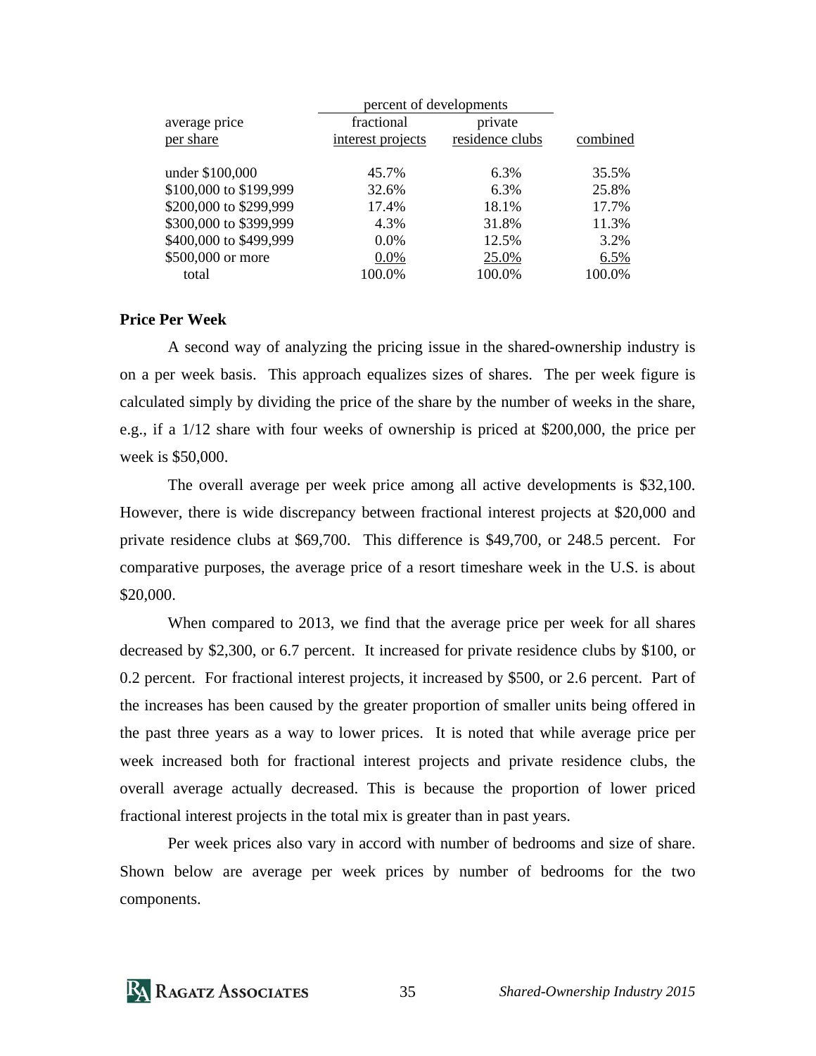| average price per share | percent of developments | | combined |
|---|---|---|---|
| | fractional interest projects | private residence clubs | |
| under $100,000 | 45.7% | 6.3% | 35.5% |
| $100,000 to $199,999 | 32.6% | 6.3% | 25.8% |
| $200,000 to $299,999 | 17.4% | 18.1% | 17.7% |
| $300,000 to $399,999 | 4.3% | 31.8% | 11.3% |
| $400,000 to $499,999 | 0.0% | 12.5% | 3.2% |
| $500,000 or more | 0.0% | 25.0% | 6.5% |
| total | 100.0% | 100.0% | 100.0% |

**Price Per Week**

A second way of analyzing the pricing issue in the shared-ownership industry is on a per week basis. This approach equalizes sizes of shares. The per week figure is calculated simply by dividing the price of the share by the number of weeks in the share, e.g., if a 1/12 share with four weeks of ownership is priced at $200,000, the price per week is $50,000.

The overall average per week price among all active developments is $32,100. However, there is wide discrepancy between fractional interest projects at $20,000 and private residence clubs at $69,700. This difference is $49,700, or 248.5 percent. For comparative purposes, the average price of a resort timeshare week in the U.S. is about $20,000.

When compared to 2013, we find that the average price per week for all shares decreased by $2,300, or 6.7 percent. It increased for private residence clubs by $100, or 0.2 percent. For fractional interest projects, it increased by $500, or 2.6 percent. Part of the increases has been caused by the greater proportion of smaller units being offered in the past three years as a way to lower prices. It is noted that while average price per week increased both for fractional interest projects and private residence clubs, the overall average actually decreased. This is because the proportion of lower priced fractional interest projects in the total mix is greater than in past years.

Per week prices also vary in accord with number of bedrooms and size of share. Shown below are average per week prices by number of bedrooms for the two components.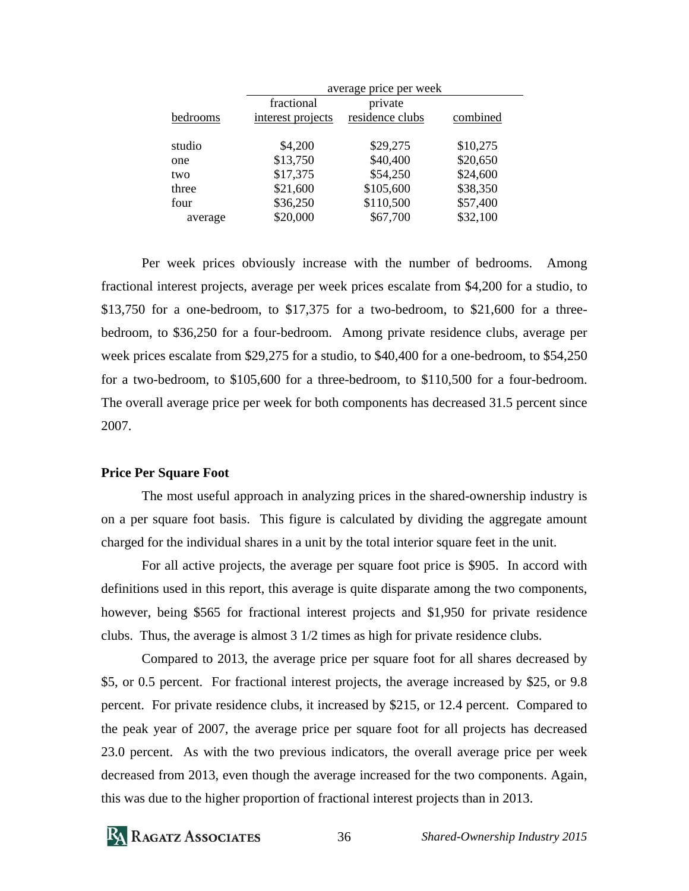| bedrooms | average price per week | | |
|---|---|---|---|
| | fractional interest projects | private residence clubs | combined |
| studio | $4,200 | $29,275 | $10,275 |
| one | $13,750 | $40,400 | $20,650 |
| two | $17,375 | $54,250 | $24,600 |
| three | $21,600 | $105,600 | $38,350 |
| four | $36,250 | $110,500 | $57,400 |
| average | $20,000 | $67,700 | $32,100 |

Per week prices obviously increase with the number of bedrooms. Among fractional interest projects, average per week prices escalate from $4,200 for a studio, to $13,750 for a one-bedroom, to $17,375 for a two-bedroom, to $21,600 for a three-bedroom, to $36,250 for a four-bedroom. Among private residence clubs, average per week prices escalate from $29,275 for a studio, to $40,400 for a one-bedroom, to $54,250 for a two-bedroom, to $105,600 for a three-bedroom, to $110,500 for a four-bedroom. The overall average price per week for both components has decreased 31.5 percent since 2007.

**Price Per Square Foot**

The most useful approach in analyzing prices in the shared-ownership industry is on a per square foot basis. This figure is calculated by dividing the aggregate amount charged for the individual shares in a unit by the total interior square feet in the unit.

For all active projects, the average per square foot price is $905. In accord with definitions used in this report, this average is quite disparate among the two components, however, being $565 for fractional interest projects and $1,950 for private residence clubs. Thus, the average is almost 3 1/2 times as high for private residence clubs.

Compared to 2013, the average price per square foot for all shares decreased by $5, or 0.5 percent. For fractional interest projects, the average increased by $25, or 9.8 percent. For private residence clubs, it increased by $215, or 12.4 percent. Compared to the peak year of 2007, the average price per square foot for all projects has decreased 23.0 percent. As with the two previous indicators, the overall average price per week decreased from 2013, even though the average increased for the two components. Again, this was due to the higher proportion of fractional interest projects than in 2013.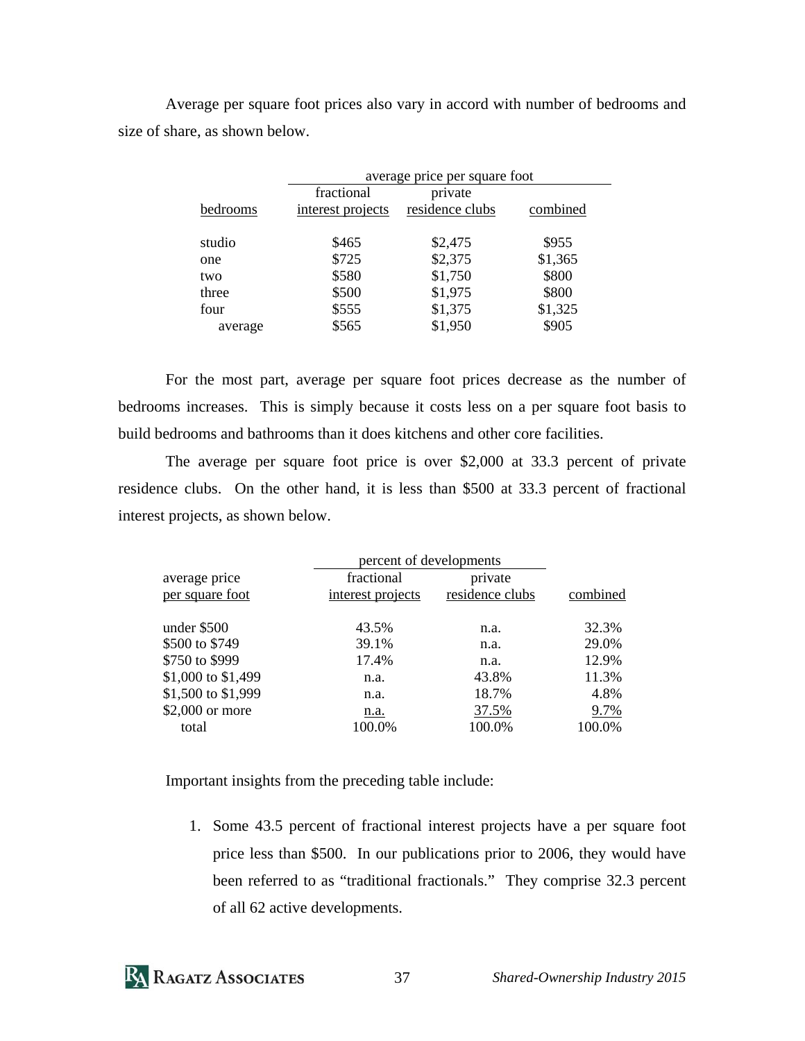Average per square foot prices also vary in accord with number of bedrooms and size of share, as shown below.

| | average price per square foot | | |
|---|---|---|---|
| bedrooms | fractional interest projects | private residence clubs | combined |
| studio | $465 | $2,475 | $955 |
| one | $725 | $2,375 | $1,365 |
| two | $580 | $1,750 | $800 |
| three | $500 | $1,975 | $800 |
| four | $555 | $1,375 | $1,325 |
| average | $565 | $1,950 | $905 |

For the most part, average per square foot prices decrease as the number of bedrooms increases. This is simply because it costs less on a per square foot basis to build bedrooms and bathrooms than it does kitchens and other core facilities.

The average per square foot price is over $2,000 at 33.3 percent of private residence clubs. On the other hand, it is less than $500 at 33.3 percent of fractional interest projects, as shown below.

| | percent of developments | | |
|---|---|---|---|
| average price per square foot | fractional interest projects | private residence clubs | combined |
| under $500 | 43.5% | n.a. | 32.3% |
| $500 to $749 | 39.1% | n.a. | 29.0% |
| $750 to $999 | 17.4% | n.a. | 12.9% |
| $1,000 to $1,499 | n.a. | 43.8% | 11.3% |
| $1,500 to $1,999 | n.a. | 18.7% | 4.8% |
| $2,000 or more | n.a. | 37.5% | 9.7% |
| total | 100.0% | 100.0% | 100.0% |

Important insights from the preceding table include:

1. Some 43.5 percent of fractional interest projects have a per square foot price less than $500. In our publications prior to 2006, they would have been referred to as "traditional fractionals." They comprise 32.3 percent of all 62 active developments.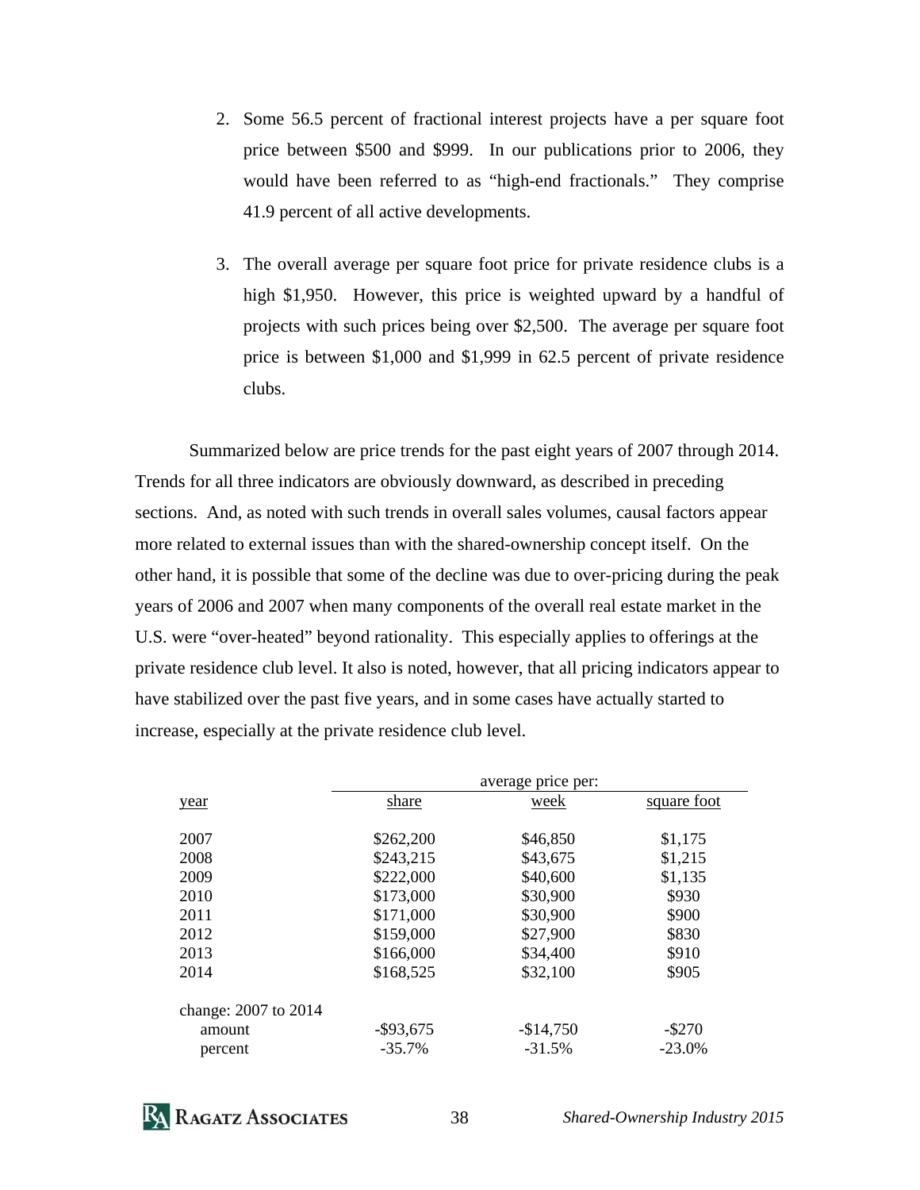2. Some 56.5 percent of fractional interest projects have a per square foot price between $500 and $999. In our publications prior to 2006, they would have been referred to as "high-end fractionals." They comprise 41.9 percent of all active developments.

3. The overall average per square foot price for private residence clubs is a high $1,950. However, this price is weighted upward by a handful of projects with such prices being over $2,500. The average per square foot price is between $1,000 and $1,999 in 62.5 percent of private residence clubs.

Summarized below are price trends for the past eight years of 2007 through 2014. Trends for all three indicators are obviously downward, as described in preceding sections. And, as noted with such trends in overall sales volumes, causal factors appear more related to external issues than with the shared-ownership concept itself. On the other hand, it is possible that some of the decline was due to over-pricing during the peak years of 2006 and 2007 when many components of the overall real estate market in the U.S. were "over-heated" beyond rationality. This especially applies to offerings at the private residence club level. It also is noted, however, that all pricing indicators appear to have stabilized over the past five years, and in some cases have actually started to increase, especially at the private residence club level.

| | average price per: | | |
|---|---|---|---|
| year | share | week | square foot |
| 2007 | $262,200 | $46,850 | $1,175 |
| 2008 | $243,215 | $43,675 | $1,215 |
| 2009 | $222,000 | $40,600 | $1,135 |
| 2010 | $173,000 | $30,900 | $930 |
| 2011 | $171,000 | $30,900 | $900 |
| 2012 | $159,000 | $27,900 | $830 |
| 2013 | $166,000 | $34,400 | $910 |
| 2014 | $168,525 | $32,100 | $905 |
| change: 2007 to 2014 | | | |
| amount | -$93,675 | -$14,750 | -$270 |
| percent | -35.7% | -31.5% | -23.0% |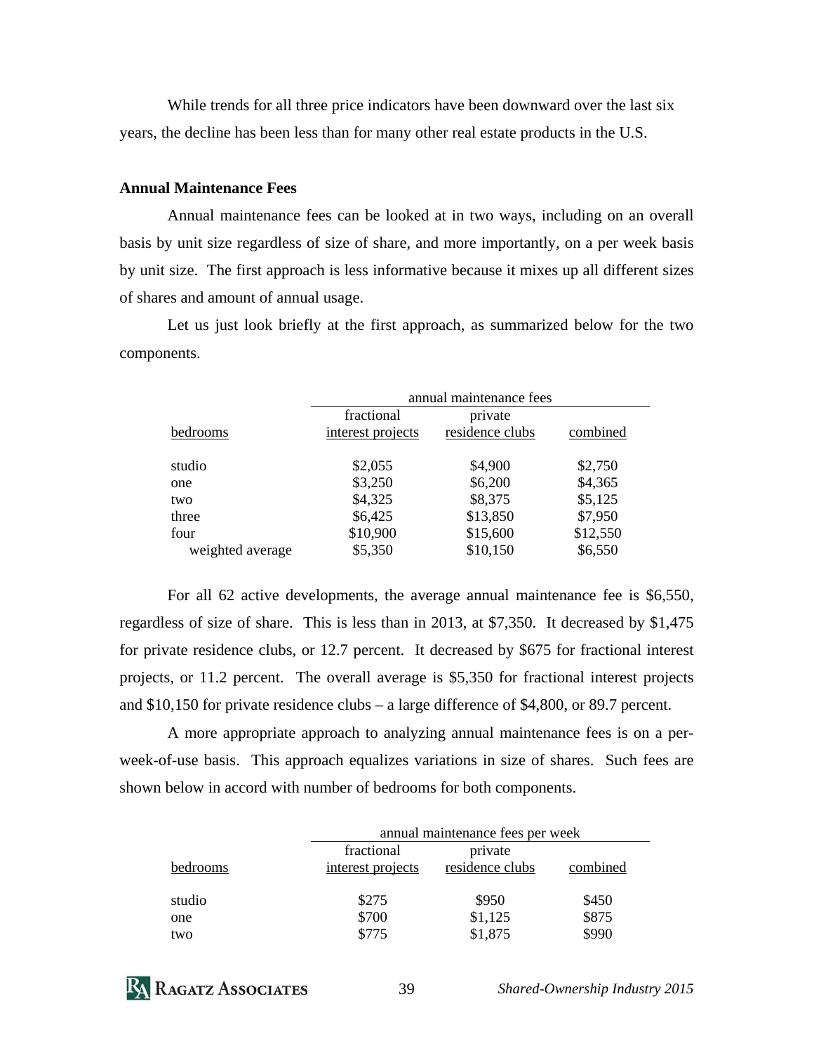While trends for all three price indicators have been downward over the last six years, the decline has been less than for many other real estate products in the U.S.

**Annual Maintenance Fees**

Annual maintenance fees can be looked at in two ways, including on an overall basis by unit size regardless of size of share, and more importantly, on a per week basis by unit size. The first approach is less informative because it mixes up all different sizes of shares and amount of annual usage.

Let us just look briefly at the first approach, as summarized below for the two components.

| | annual maintenance fees | | |
|---|---|---|---|
| bedrooms | fractional interest projects | private residence clubs | combined |
| studio | $2,055 | $4,900 | $2,750 |
| one | $3,250 | $6,200 | $4,365 |
| two | $4,325 | $8,375 | $5,125 |
| three | $6,425 | $13,850 | $7,950 |
| four | $10,900 | $15,600 | $12,550 |
| weighted average | $5,350 | $10,150 | $6,550 |

For all 62 active developments, the average annual maintenance fee is $6,550, regardless of size of share. This is less than in 2013, at $7,350. It decreased by $1,475 for private residence clubs, or 12.7 percent. It decreased by $675 for fractional interest projects, or 11.2 percent. The overall average is $5,350 for fractional interest projects and $10,150 for private residence clubs – a large difference of $4,800, or 89.7 percent.

A more appropriate approach to analyzing annual maintenance fees is on a per-week-of-use basis. This approach equalizes variations in size of shares. Such fees are shown below in accord with number of bedrooms for both components.

| | annual maintenance fees per week | | |
|---|---|---|---|
| bedrooms | fractional interest projects | private residence clubs | combined |
| studio | $275 | $950 | $450 |
| one | $700 | $1,125 | $875 |
| two | $775 | $1,875 | $990 |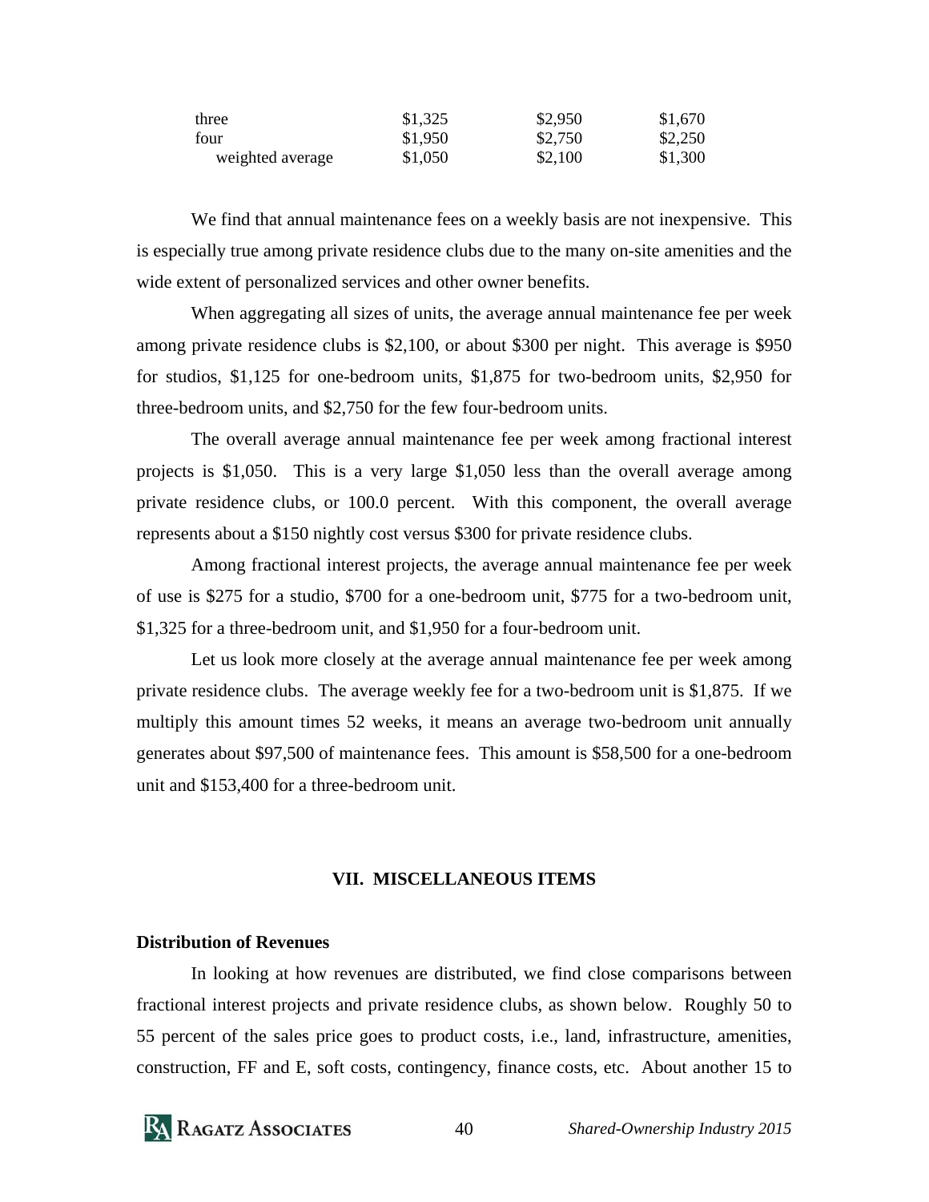| | | | |
|---|---|---|---|
| three | $1,325 | $2,950 | $1,670 |
| four | $1,950 | $2,750 | $2,250 |
| weighted average | $1,050 | $2,100 | $1,300 |

We find that annual maintenance fees on a weekly basis are not inexpensive. This is especially true among private residence clubs due to the many on-site amenities and the wide extent of personalized services and other owner benefits.

When aggregating all sizes of units, the average annual maintenance fee per week among private residence clubs is $2,100, or about $300 per night. This average is $950 for studios, $1,125 for one-bedroom units, $1,875 for two-bedroom units, $2,950 for three-bedroom units, and $2,750 for the few four-bedroom units.

The overall average annual maintenance fee per week among fractional interest projects is $1,050. This is a very large $1,050 less than the overall average among private residence clubs, or 100.0 percent. With this component, the overall average represents about a $150 nightly cost versus $300 for private residence clubs.

Among fractional interest projects, the average annual maintenance fee per week of use is $275 for a studio, $700 for a one-bedroom unit, $775 for a two-bedroom unit, $1,325 for a three-bedroom unit, and $1,950 for a four-bedroom unit.

Let us look more closely at the average annual maintenance fee per week among private residence clubs. The average weekly fee for a two-bedroom unit is $1,875. If we multiply this amount times 52 weeks, it means an average two-bedroom unit annually generates about $97,500 of maintenance fees. This amount is $58,500 for a one-bedroom unit and $153,400 for a three-bedroom unit.

## VII. MISCELLANEOUS ITEMS

### Distribution of Revenues

In looking at how revenues are distributed, we find close comparisons between fractional interest projects and private residence clubs, as shown below. Roughly 50 to 55 percent of the sales price goes to product costs, i.e., land, infrastructure, amenities, construction, FF and E, soft costs, contingency, finance costs, etc. About another 15 to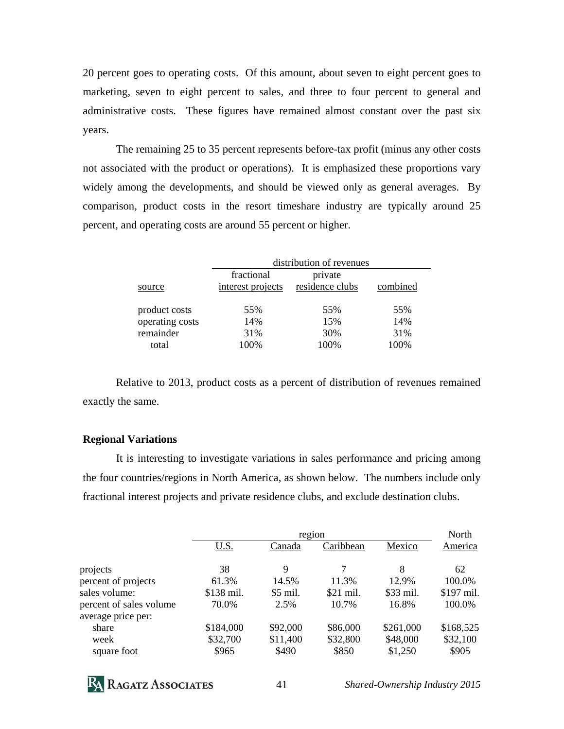20 percent goes to operating costs. Of this amount, about seven to eight percent goes to marketing, seven to eight percent to sales, and three to four percent to general and administrative costs. These figures have remained almost constant over the past six years.

The remaining 25 to 35 percent represents before-tax profit (minus any other costs not associated with the product or operations). It is emphasized these proportions vary widely among the developments, and should be viewed only as general averages. By comparison, product costs in the resort timeshare industry are typically around 25 percent, and operating costs are around 55 percent or higher.

| | distribution of revenues | | |
|---|---|---|---|
| source | fractional interest projects | private residence clubs | combined |
| product costs | 55% | 55% | 55% |
| operating costs | 14% | 15% | 14% |
| remainder | 31% | 30% | 31% |
| total | 100% | 100% | 100% |

Relative to 2013, product costs as a percent of distribution of revenues remained exactly the same.

**Regional Variations**

It is interesting to investigate variations in sales performance and pricing among the four countries/regions in North America, as shown below. The numbers include only fractional interest projects and private residence clubs, and exclude destination clubs.

| | region | | | | North |
|---|---|---|---|---|---|
| | U.S. | Canada | Caribbean | Mexico | America |
| projects | 38 | 9 | 7 | 8 | 62 |
| percent of projects | 61.3% | 14.5% | 11.3% | 12.9% | 100.0% |
| sales volume: | $138 mil. | $5 mil. | $21 mil. | $33 mil. | $197 mil. |
| percent of sales volume | 70.0% | 2.5% | 10.7% | 16.8% | 100.0% |
| average price per: | | | | | |
| share | $184,000 | $92,000 | $86,000 | $261,000 | $168,525 |
| week | $32,700 | $11,400 | $32,800 | $48,000 | $32,100 |
| square foot | $965 | $490 | $850 | $1,250 | $905 |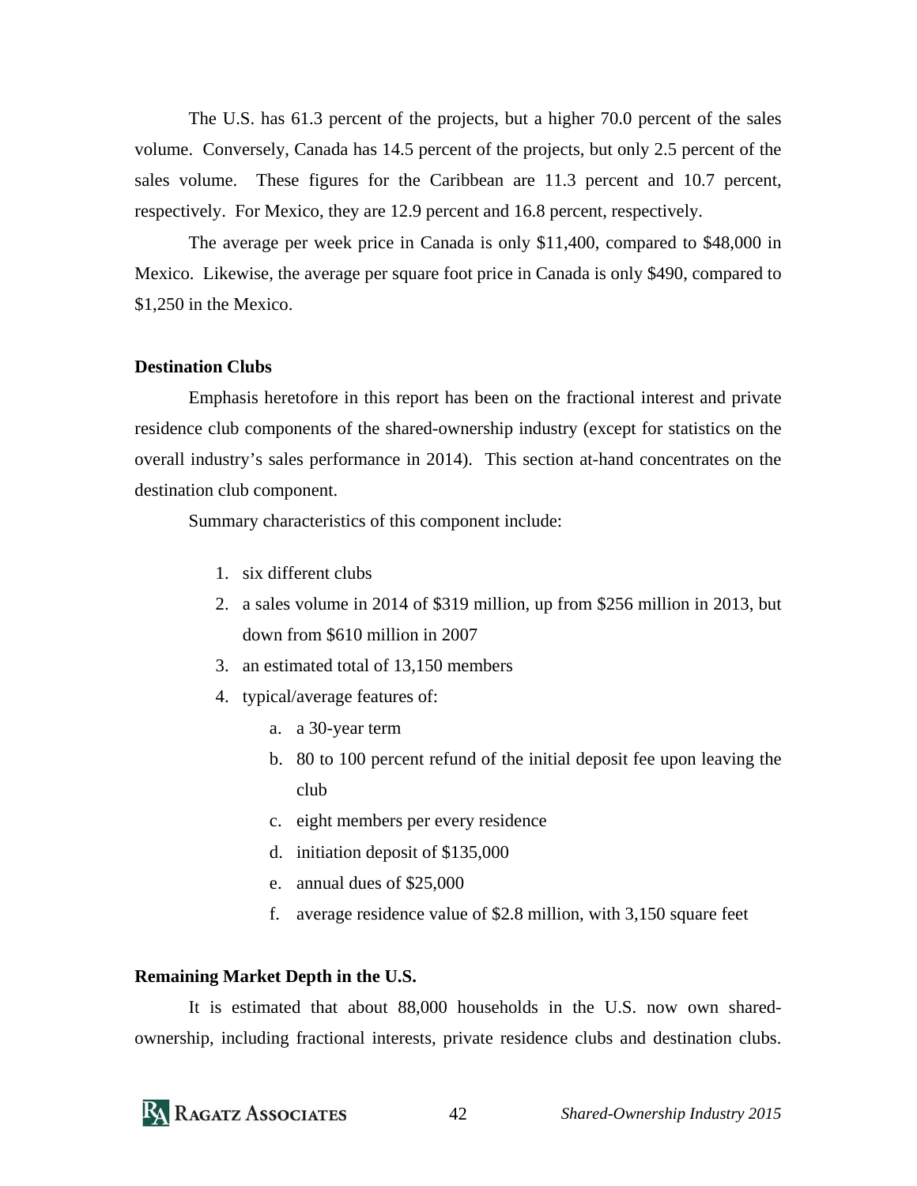The U.S. has 61.3 percent of the projects, but a higher 70.0 percent of the sales volume. Conversely, Canada has 14.5 percent of the projects, but only 2.5 percent of the sales volume. These figures for the Caribbean are 11.3 percent and 10.7 percent, respectively. For Mexico, they are 12.9 percent and 16.8 percent, respectively.

The average per week price in Canada is only $11,400, compared to $48,000 in Mexico. Likewise, the average per square foot price in Canada is only $490, compared to $1,250 in the Mexico.

**Destination Clubs**

Emphasis heretofore in this report has been on the fractional interest and private residence club components of the shared-ownership industry (except for statistics on the overall industry's sales performance in 2014). This section at-hand concentrates on the destination club component.

Summary characteristics of this component include:

1. six different clubs
2. a sales volume in 2014 of $319 million, up from $256 million in 2013, but down from $610 million in 2007
3. an estimated total of 13,150 members
4. typical/average features of:
   a. a 30-year term
   b. 80 to 100 percent refund of the initial deposit fee upon leaving the club
   c. eight members per every residence
   d. initiation deposit of $135,000
   e. annual dues of $25,000
   f. average residence value of $2.8 million, with 3,150 square feet

**Remaining Market Depth in the U.S.**

It is estimated that about 88,000 households in the U.S. now own shared-ownership, including fractional interests, private residence clubs and destination clubs.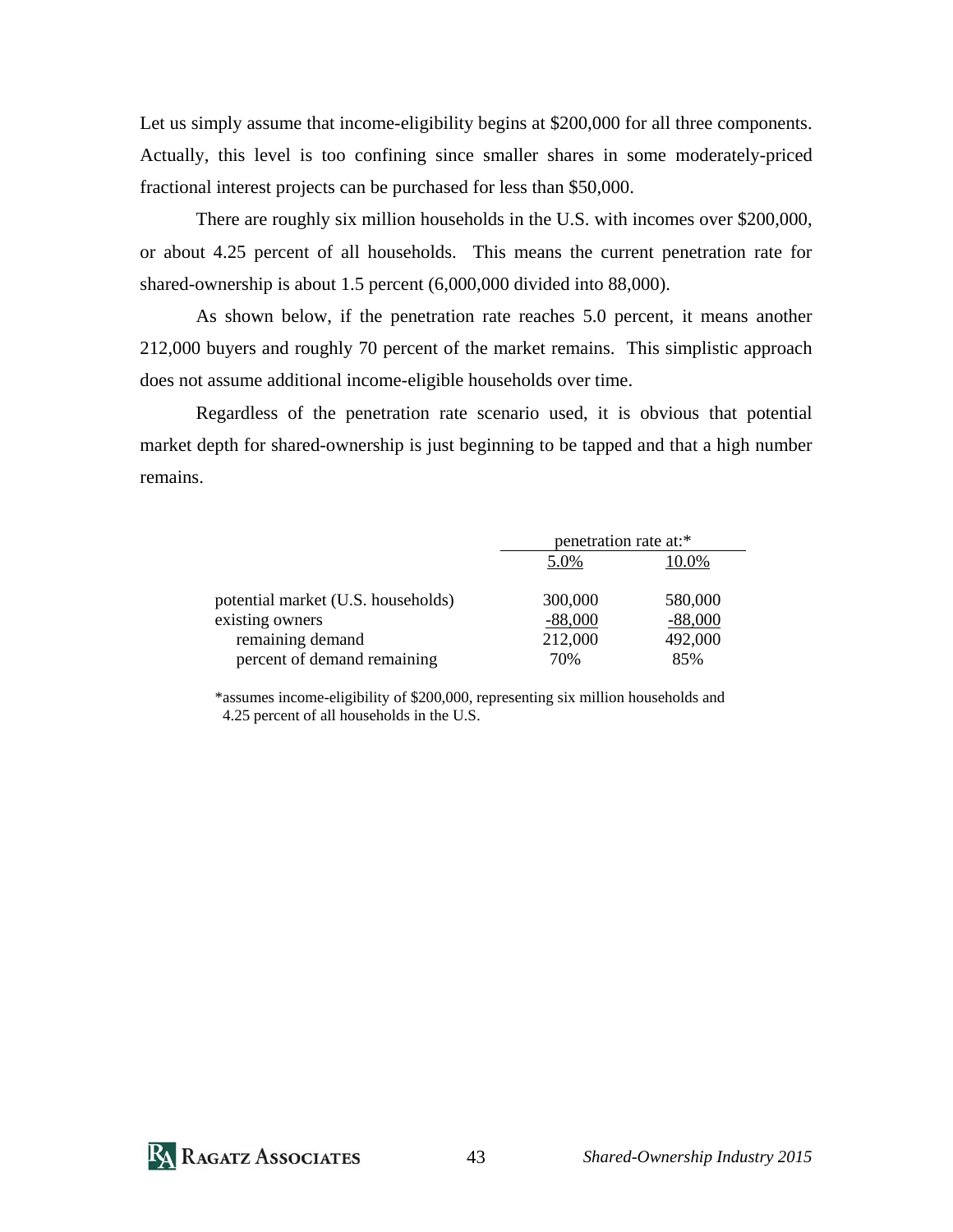Let us simply assume that income-eligibility begins at $200,000 for all three components. Actually, this level is too confining since smaller shares in some moderately-priced fractional interest projects can be purchased for less than $50,000.

There are roughly six million households in the U.S. with incomes over $200,000, or about 4.25 percent of all households. This means the current penetration rate for shared-ownership is about 1.5 percent (6,000,000 divided into 88,000).

As shown below, if the penetration rate reaches 5.0 percent, it means another 212,000 buyers and roughly 70 percent of the market remains. This simplistic approach does not assume additional income-eligible households over time.

Regardless of the penetration rate scenario used, it is obvious that potential market depth for shared-ownership is just beginning to be tapped and that a high number remains.

| | penetration rate at:* | |
|---|---|---|
| | 5.0% | 10.0% |
| potential market (U.S. households) | 300,000 | 580,000 |
| existing owners | -88,000 | -88,000 |
| remaining demand | 212,000 | 492,000 |
| percent of demand remaining | 70% | 85% |

*assumes income-eligibility of $200,000, representing six million households and 4.25 percent of all households in the U.S.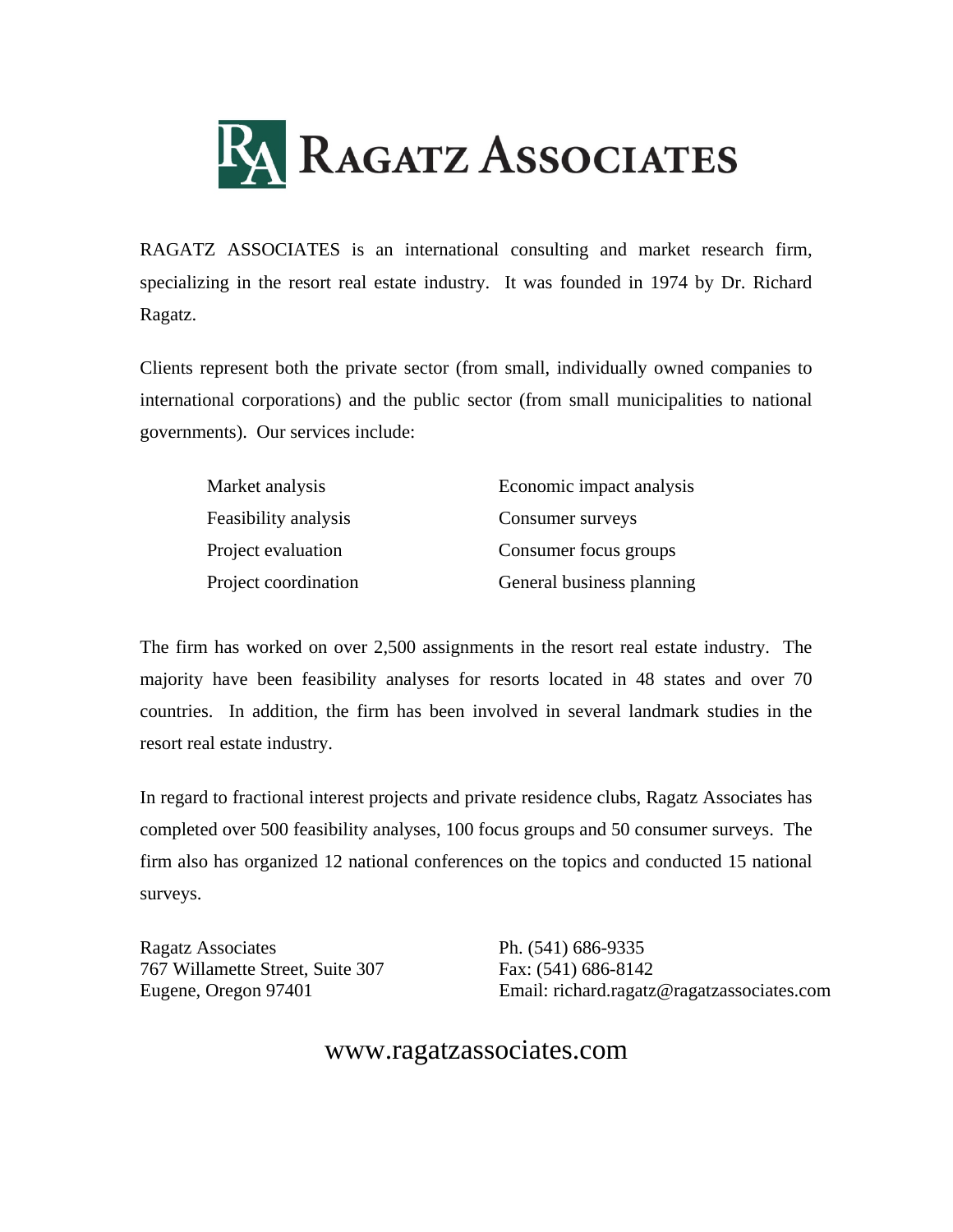# RAGATZ ASSOCIATES

RAGATZ ASSOCIATES is an international consulting and market research firm, specializing in the resort real estate industry. It was founded in 1974 by Dr. Richard Ragatz.

Clients represent both the private sector (from small, individually owned companies to international corporations) and the public sector (from small municipalities to national governments). Our services include:

| | |
|---|---|
| Market analysis | Economic impact analysis |
| Feasibility analysis | Consumer surveys |
| Project evaluation | Consumer focus groups |
| Project coordination | General business planning |

The firm has worked on over 2,500 assignments in the resort real estate industry. The majority have been feasibility analyses for resorts located in 48 states and over 70 countries. In addition, the firm has been involved in several landmark studies in the resort real estate industry.

In regard to fractional interest projects and private residence clubs, Ragatz Associates has completed over 500 feasibility analyses, 100 focus groups and 50 consumer surveys. The firm also has organized 12 national conferences on the topics and conducted 15 national surveys.

Ragatz Associates
767 Willamette Street, Suite 307
Eugene, Oregon 97401

Ph. (541) 686-9335
Fax: (541) 686-8142
Email: richard.ragatz@ragatzassociates.com

www.ragatzassociates.com